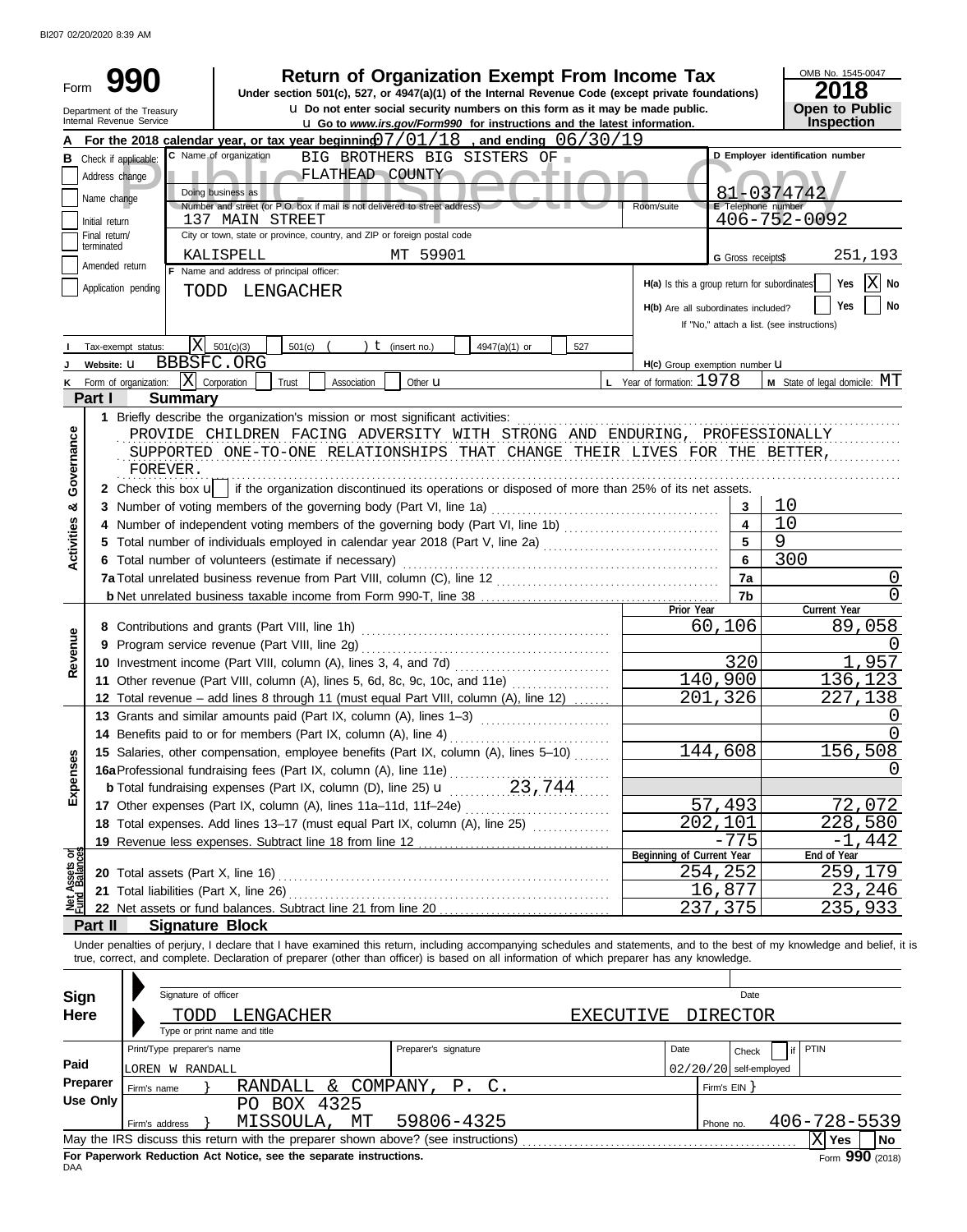BI207 02/20/2020 8:39 AM

# Form 990

## Return of Organization Exempt From Income Tax

Under section 501(c), 527, or 4947(a)(1) of the Internal Revenue Code (except private foundations)

u Do not enter social security numbers on this form as it may be made public.

u Go to *www.irs.gov/Form990* for instructions and the latest information.

Department of the Treasury
Internal Revenue Service

OMB No. 1545-0047

**2018**

**Open to Public Inspection**

**A** For the 2018 calendar year, or tax year beginning 07/01/18 , and ending 06/30/19

**B** Check if applicable: Address change | Name change | Initial return | Final return/terminated | Amended return | Application pending

**C** Name of organization: BIG BROTHERS BIG SISTERS OF FLATHEAD COUNTY

Doing business as

Number and street (or P.O. box if mail is not delivered to street address): 137 MAIN STREET — Room/suite

City or town, state or province, country, and ZIP or foreign postal code: KALISPELL MT 59901

**D** Employer identification number: 81-0374742

**E** Telephone number: 406-752-0092

**G** Gross receipts$ 251,193

**F** Name and address of principal officer: TODD LENGACHER

H(a) Is this a group return for subordinates? Yes [ ] No [X]

H(b) Are all subordinates included? Yes [ ] No [ ]
If "No," attach a list. (see instructions)

**I** Tax-exempt status: [X] 501(c)(3) [ ] 501(c) ( ) t (insert no.) [ ] 4947(a)(1) or [ ] 527

**J** Website: u BBBSFC.ORG

H(c) Group exemption number u

**K** Form of organization: [X] Corporation [ ] Trust [ ] Association [ ] Other u

**L** Year of formation: 1978

**M** State of legal domicile: MT

## Part I Summary

**Activities & Governance**

1 Briefly describe the organization's mission or most significant activities:
PROVIDE CHILDREN FACING ADVERSITY WITH STRONG AND ENDURING, PROFESSIONALLY SUPPORTED ONE-TO-ONE RELATIONSHIPS THAT CHANGE THEIR LIVES FOR THE BETTER, FOREVER.

2 Check this box u [ ] if the organization discontinued its operations or disposed of more than 25% of its net assets.

| | | |
|---|---|---|
| 3 Number of voting members of the governing body (Part VI, line 1a) | 3 | 10 |
| 4 Number of independent voting members of the governing body (Part VI, line 1b) | 4 | 10 |
| 5 Total number of individuals employed in calendar year 2018 (Part V, line 2a) | 5 | 9 |
| 6 Total number of volunteers (estimate if necessary) | 6 | 300 |
| 7a Total unrelated business revenue from Part VIII, column (C), line 12 | 7a | 0 |
| b Net unrelated business taxable income from Form 990-T, line 38 | 7b | 0 |

| | Prior Year | Current Year |
|---|---|---|
| **Revenue** | | |
| 8 Contributions and grants (Part VIII, line 1h) | 60,106 | 89,058 |
| 9 Program service revenue (Part VIII, line 2g) | | 0 |
| 10 Investment income (Part VIII, column (A), lines 3, 4, and 7d) | 320 | 1,957 |
| 11 Other revenue (Part VIII, column (A), lines 5, 6d, 8c, 9c, 10c, and 11e) | 140,900 | 136,123 |
| 12 Total revenue – add lines 8 through 11 (must equal Part VIII, column (A), line 12) | 201,326 | 227,138 |
| **Expenses** | | |
| 13 Grants and similar amounts paid (Part IX, column (A), lines 1–3) | | 0 |
| 14 Benefits paid to or for members (Part IX, column (A), line 4) | | 0 |
| 15 Salaries, other compensation, employee benefits (Part IX, column (A), lines 5–10) | 144,608 | 156,508 |
| 16a Professional fundraising fees (Part IX, column (A), line 11e) | | 0 |
| b Total fundraising expenses (Part IX, column (D), line 25) u 23,744 | | |
| 17 Other expenses (Part IX, column (A), lines 11a–11d, 11f–24e) | 57,493 | 72,072 |
| 18 Total expenses. Add lines 13–17 (must equal Part IX, column (A), line 25) | 202,101 | 228,580 |
| 19 Revenue less expenses. Subtract line 18 from line 12 | -775 | -1,442 |

| **Net Assets or Fund Balances** | Beginning of Current Year | End of Year |
|---|---|---|
| 20 Total assets (Part X, line 16) | 254,252 | 259,179 |
| 21 Total liabilities (Part X, line 26) | 16,877 | 23,246 |
| 22 Net assets or fund balances. Subtract line 21 from line 20 | 237,375 | 235,933 |

## Part II Signature Block

Under penalties of perjury, I declare that I have examined this return, including accompanying schedules and statements, and to the best of my knowledge and belief, it is true, correct, and complete. Declaration of preparer (other than officer) is based on all information of which preparer has any knowledge.

**Sign Here**

Signature of officer — Date

TODD LENGACHER — EXECUTIVE DIRECTOR
Type or print name and title

**Paid Preparer Use Only**

| Print/Type preparer's name | Preparer's signature | Date | Check [ ] if self-employed | PTIN |
|---|---|---|---|---|
| LOREN W RANDALL | | 02/20/20 | | |

Firm's name } RANDALL & COMPANY, P. C. — Firm's EIN }

Firm's address } PO BOX 4325, MISSOULA, MT 59806-4325 — Phone no. 406-728-5539

May the IRS discuss this return with the preparer shown above? (see instructions) [X] Yes [ ] No

**For Paperwork Reduction Act Notice, see the separate instructions.**

DAA

Form **990** (2018)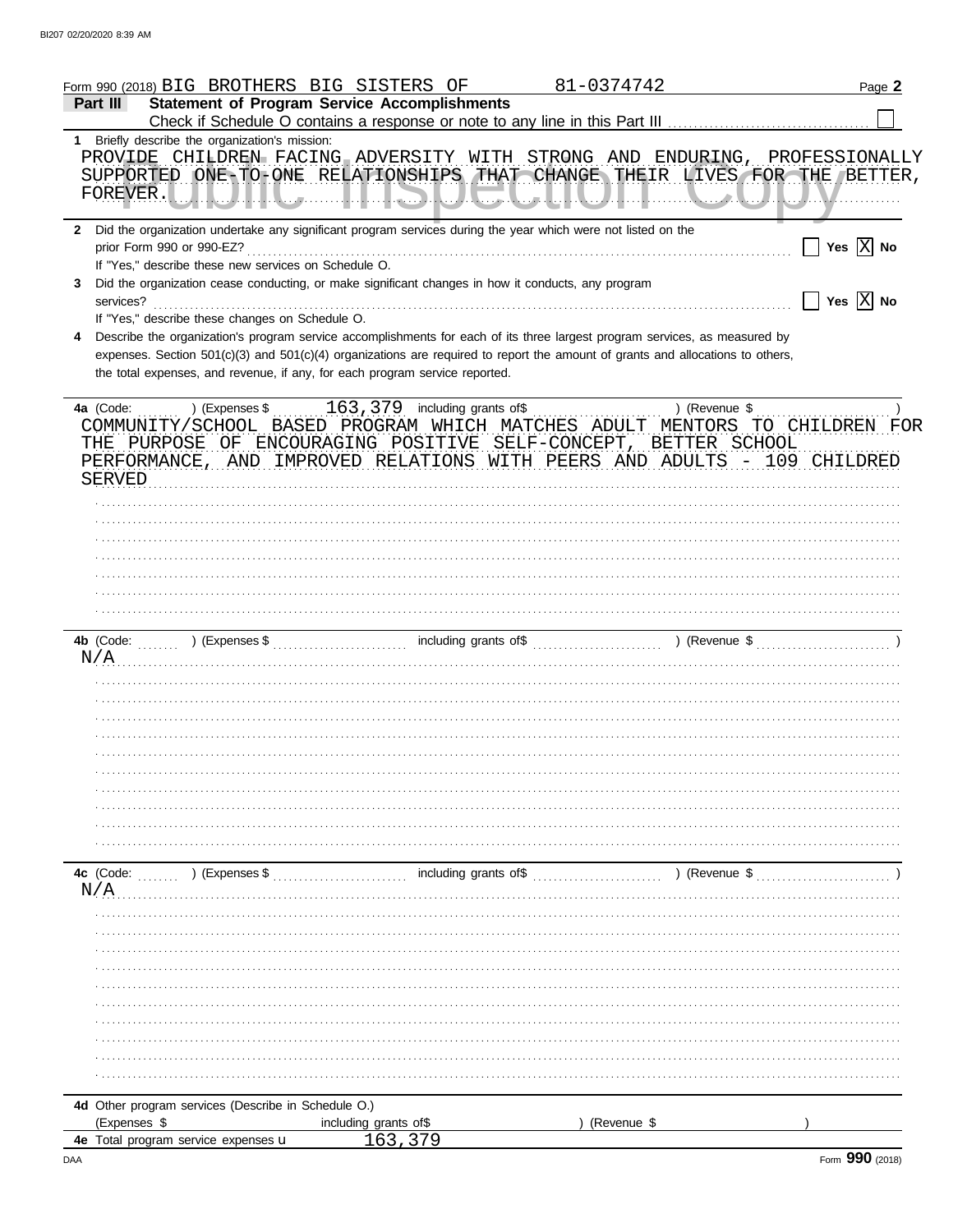Form 990 (2018) BIG BROTHERS BIG SISTERS OF 81-0374742

## Part III Statement of Program Service Accomplishments

Check if Schedule O contains a response or note to any line in this Part III ☐

**1** Briefly describe the organization's mission:

PROVIDE CHILDREN FACING ADVERSITY WITH STRONG AND ENDURING, PROFESSIONALLY SUPPORTED ONE-TO-ONE RELATIONSHIPS THAT CHANGE THEIR LIVES FOR THE BETTER, FOREVER.

**2** Did the organization undertake any significant program services during the year which were not listed on the prior Form 990 or 990-EZ? ☐ Yes ☒ No

If "Yes," describe these new services on Schedule O.

**3** Did the organization cease conducting, or make significant changes in how it conducts, any program services? ☐ Yes ☒ No

If "Yes," describe these changes on Schedule O.

**4** Describe the organization's program service accomplishments for each of its three largest program services, as measured by expenses. Section 501(c)(3) and 501(c)(4) organizations are required to report the amount of grants and allocations to others, the total expenses, and revenue, if any, for each program service reported.

**4a** (Code: ) (Expenses $ 163,379 including grants of$ ) (Revenue $ )

COMMUNITY/SCHOOL BASED PROGRAM WHICH MATCHES ADULT MENTORS TO CHILDREN FOR THE PURPOSE OF ENCOURAGING POSITIVE SELF-CONCEPT, BETTER SCHOOL PERFORMANCE, AND IMPROVED RELATIONS WITH PEERS AND ADULTS - 109 CHILDRED SERVED

**4b** (Code: ) (Expenses $ including grants of$ ) (Revenue $ )

N/A

**4c** (Code: ) (Expenses $ including grants of$ ) (Revenue $ )

N/A

**4d** Other program services (Describe in Schedule O.)

(Expenses $ including grants of$ ) (Revenue $ )

**4e** Total program service expenses ▶ 163,379

Form **990** (2018)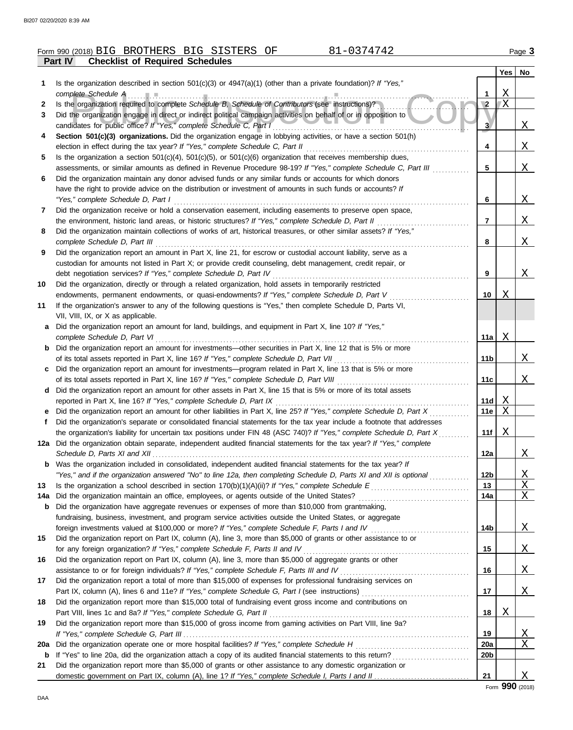Form 990 (2018) BIG BROTHERS BIG SISTERS OF 81-0374742 Page **3**

## Part IV Checklist of Required Schedules

| | | | Yes | No |
|---|---|---|---|---|
| **1** | Is the organization described in section 501(c)(3) or 4947(a)(1) (other than a private foundation)? *If "Yes," complete Schedule A* | **1** | X | |
| **2** | Is the organization required to complete *Schedule B, Schedule of Contributors* (see instructions)? | **2** | X | |
| **3** | Did the organization engage in direct or indirect political campaign activities on behalf of or in opposition to candidates for public office? *If "Yes," complete Schedule C, Part I* | **3** | | X |
| **4** | **Section 501(c)(3) organizations.** Did the organization engage in lobbying activities, or have a section 501(h) election in effect during the tax year? *If "Yes," complete Schedule C, Part II* | **4** | | X |
| **5** | Is the organization a section 501(c)(4), 501(c)(5), or 501(c)(6) organization that receives membership dues, assessments, or similar amounts as defined in Revenue Procedure 98-19? *If "Yes," complete Schedule C, Part III* | **5** | | X |
| **6** | Did the organization maintain any donor advised funds or any similar funds or accounts for which donors have the right to provide advice on the distribution or investment of amounts in such funds or accounts? *If "Yes," complete Schedule D, Part I* | **6** | | X |
| **7** | Did the organization receive or hold a conservation easement, including easements to preserve open space, the environment, historic land areas, or historic structures? *If "Yes," complete Schedule D, Part II* | **7** | | X |
| **8** | Did the organization maintain collections of works of art, historical treasures, or other similar assets? *If "Yes," complete Schedule D, Part III* | **8** | | X |
| **9** | Did the organization report an amount in Part X, line 21, for escrow or custodial account liability, serve as a custodian for amounts not listed in Part X; or provide credit counseling, debt management, credit repair, or debt negotiation services? *If "Yes," complete Schedule D, Part IV* | **9** | | X |
| **10** | Did the organization, directly or through a related organization, hold assets in temporarily restricted endowments, permanent endowments, or quasi-endowments? *If "Yes," complete Schedule D, Part V* | **10** | X | |
| **11** | If the organization's answer to any of the following questions is "Yes," then complete Schedule D, Parts VI, VII, VIII, IX, or X as applicable. | | | |
| **a** | Did the organization report an amount for land, buildings, and equipment in Part X, line 10? *If "Yes," complete Schedule D, Part VI* | **11a** | X | |
| **b** | Did the organization report an amount for investments—other securities in Part X, line 12 that is 5% or more of its total assets reported in Part X, line 16? *If "Yes," complete Schedule D, Part VII* | **11b** | | X |
| **c** | Did the organization report an amount for investments—program related in Part X, line 13 that is 5% or more of its total assets reported in Part X, line 16? *If "Yes," complete Schedule D, Part VIII* | **11c** | | X |
| **d** | Did the organization report an amount for other assets in Part X, line 15 that is 5% or more of its total assets reported in Part X, line 16? *If "Yes," complete Schedule D, Part IX* | **11d** | X | |
| **e** | Did the organization report an amount for other liabilities in Part X, line 25? *If "Yes," complete Schedule D, Part X* | **11e** | X | |
| **f** | Did the organization's separate or consolidated financial statements for the tax year include a footnote that addresses the organization's liability for uncertain tax positions under FIN 48 (ASC 740)? *If "Yes," complete Schedule D, Part X* | **11f** | X | |
| **12a** | Did the organization obtain separate, independent audited financial statements for the tax year? *If "Yes," complete Schedule D, Parts XI and XII* | **12a** | | X |
| **b** | Was the organization included in consolidated, independent audited financial statements for the tax year? *If "Yes," and if the organization answered "No" to line 12a, then completing Schedule D, Parts XI and XII is optional* | **12b** | | X |
| **13** | Is the organization a school described in section 170(b)(1)(A)(ii)? *If "Yes," complete Schedule E* | **13** | | X |
| **14a** | Did the organization maintain an office, employees, or agents outside of the United States? | **14a** | | X |
| **b** | Did the organization have aggregate revenues or expenses of more than $10,000 from grantmaking, fundraising, business, investment, and program service activities outside the United States, or aggregate foreign investments valued at $100,000 or more? *If "Yes," complete Schedule F, Parts I and IV* | **14b** | | X |
| **15** | Did the organization report on Part IX, column (A), line 3, more than $5,000 of grants or other assistance to or for any foreign organization? *If "Yes," complete Schedule F, Parts II and IV* | **15** | | X |
| **16** | Did the organization report on Part IX, column (A), line 3, more than $5,000 of aggregate grants or other assistance to or for foreign individuals? *If "Yes," complete Schedule F, Parts III and IV* | **16** | | X |
| **17** | Did the organization report a total of more than $15,000 of expenses for professional fundraising services on Part IX, column (A), lines 6 and 11e? *If "Yes," complete Schedule G, Part I* (see instructions) | **17** | | X |
| **18** | Did the organization report more than $15,000 total of fundraising event gross income and contributions on Part VIII, lines 1c and 8a? *If "Yes," complete Schedule G, Part II* | **18** | X | |
| **19** | Did the organization report more than $15,000 of gross income from gaming activities on Part VIII, line 9a? *If "Yes," complete Schedule G, Part III* | **19** | | X |
| **20a** | Did the organization operate one or more hospital facilities? *If "Yes," complete Schedule H* | **20a** | | X |
| **b** | If "Yes" to line 20a, did the organization attach a copy of its audited financial statements to this return? | **20b** | | |
| **21** | Did the organization report more than $5,000 of grants or other assistance to any domestic organization or domestic government on Part IX, column (A), line 1? *If "Yes," complete Schedule I, Parts I and II* | **21** | | X |

Form **990** (2018)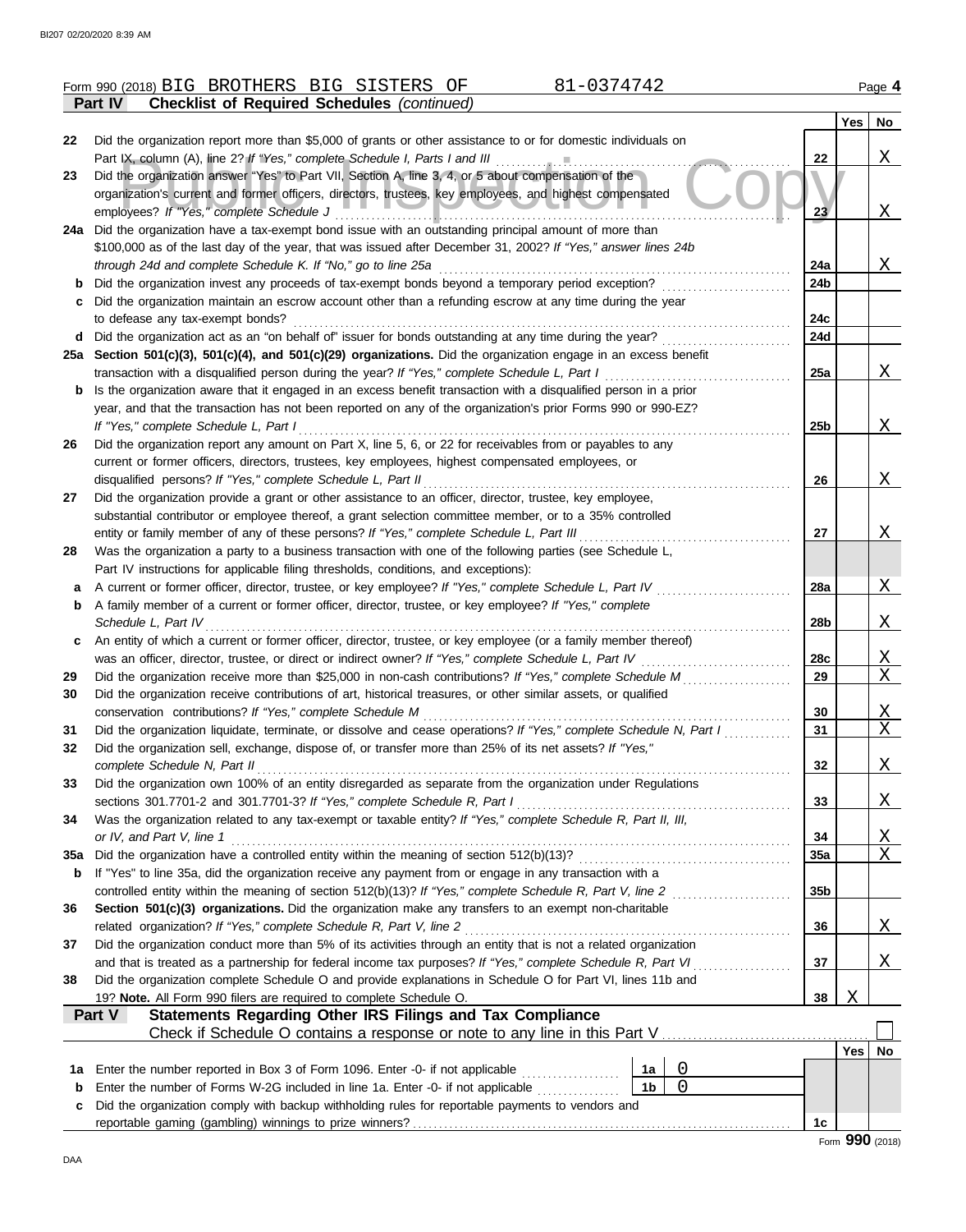Form 990 (2018) BIG BROTHERS BIG SISTERS OF 81-0374742 Page **4**

**Part IV Checklist of Required Schedules** *(continued)*

| | | | Yes | No |
|---|---|---|---|---|
| 22 | Did the organization report more than $5,000 of grants or other assistance to or for domestic individuals on Part IX, column (A), line 2? *If "Yes," complete Schedule I, Parts I and III* | 22 | | X |
| 23 | Did the organization answer "Yes" to Part VII, Section A, line 3, 4, or 5 about compensation of the organization's current and former officers, directors, trustees, key employees, and highest compensated employees? *If "Yes," complete Schedule J* | 23 | | X |
| 24a | Did the organization have a tax-exempt bond issue with an outstanding principal amount of more than $100,000 as of the last day of the year, that was issued after December 31, 2002? *If "Yes," answer lines 24b through 24d and complete Schedule K. If "No," go to line 25a* | 24a | | X |
| b | Did the organization invest any proceeds of tax-exempt bonds beyond a temporary period exception? | 24b | | |
| c | Did the organization maintain an escrow account other than a refunding escrow at any time during the year to defease any tax-exempt bonds? | 24c | | |
| d | Did the organization act as an "on behalf of" issuer for bonds outstanding at any time during the year? | 24d | | |
| 25a | **Section 501(c)(3), 501(c)(4), and 501(c)(29) organizations.** Did the organization engage in an excess benefit transaction with a disqualified person during the year? *If "Yes," complete Schedule L, Part I* | 25a | | X |
| b | Is the organization aware that it engaged in an excess benefit transaction with a disqualified person in a prior year, and that the transaction has not been reported on any of the organization's prior Forms 990 or 990-EZ? *If "Yes," complete Schedule L, Part I* | 25b | | X |
| 26 | Did the organization report any amount on Part X, line 5, 6, or 22 for receivables from or payables to any current or former officers, directors, trustees, key employees, highest compensated employees, or disqualified persons? *If "Yes," complete Schedule L, Part II* | 26 | | X |
| 27 | Did the organization provide a grant or other assistance to an officer, director, trustee, key employee, substantial contributor or employee thereof, a grant selection committee member, or to a 35% controlled entity or family member of any of these persons? *If "Yes," complete Schedule L, Part III* | 27 | | X |
| 28 | Was the organization a party to a business transaction with one of the following parties (see Schedule L, Part IV instructions for applicable filing thresholds, conditions, and exceptions): | | | |
| a | A current or former officer, director, trustee, or key employee? *If "Yes," complete Schedule L, Part IV* | 28a | | X |
| b | A family member of a current or former officer, director, trustee, or key employee? *If "Yes," complete Schedule L, Part IV* | 28b | | X |
| c | An entity of which a current or former officer, director, trustee, or key employee (or a family member thereof) was an officer, director, trustee, or direct or indirect owner? *If "Yes," complete Schedule L, Part IV* | 28c | | X |
| 29 | Did the organization receive more than $25,000 in non-cash contributions? *If "Yes," complete Schedule M* | 29 | | X |
| 30 | Did the organization receive contributions of art, historical treasures, or other similar assets, or qualified conservation contributions? *If "Yes," complete Schedule M* | 30 | | X |
| 31 | Did the organization liquidate, terminate, or dissolve and cease operations? *If "Yes," complete Schedule N, Part I* | 31 | | X |
| 32 | Did the organization sell, exchange, dispose of, or transfer more than 25% of its net assets? *If "Yes," complete Schedule N, Part II* | 32 | | X |
| 33 | Did the organization own 100% of an entity disregarded as separate from the organization under Regulations sections 301.7701-2 and 301.7701-3? *If "Yes," complete Schedule R, Part I* | 33 | | X |
| 34 | Was the organization related to any tax-exempt or taxable entity? *If "Yes," complete Schedule R, Part II, III, or IV, and Part V, line 1* | 34 | | X |
| 35a | Did the organization have a controlled entity within the meaning of section 512(b)(13)? | 35a | | X |
| b | If "Yes" to line 35a, did the organization receive any payment from or engage in any transaction with a controlled entity within the meaning of section 512(b)(13)? *If "Yes," complete Schedule R, Part V, line 2* | 35b | | |
| 36 | **Section 501(c)(3) organizations.** Did the organization make any transfers to an exempt non-charitable related organization? *If "Yes," complete Schedule R, Part V, line 2* | 36 | | X |
| 37 | Did the organization conduct more than 5% of its activities through an entity that is not a related organization and that is treated as a partnership for federal income tax purposes? *If "Yes," complete Schedule R, Part VI* | 37 | | X |
| 38 | Did the organization complete Schedule O and provide explanations in Schedule O for Part VI, lines 11b and 19? **Note.** All Form 990 filers are required to complete Schedule O. | 38 | X | |

**Part V Statements Regarding Other IRS Filings and Tax Compliance**

Check if Schedule O contains a response or note to any line in this Part V ☐

| | | | | | Yes | No |
|---|---|---|---|---|---|---|
| 1a | Enter the number reported in Box 3 of Form 1096. Enter -0- if not applicable | 1a | 0 | | | |
| b | Enter the number of Forms W-2G included in line 1a. Enter -0- if not applicable | 1b | 0 | | | |
| c | Did the organization comply with backup withholding rules for reportable payments to vendors and reportable gaming (gambling) winnings to prize winners? | | | 1c | | |

Form **990** (2018)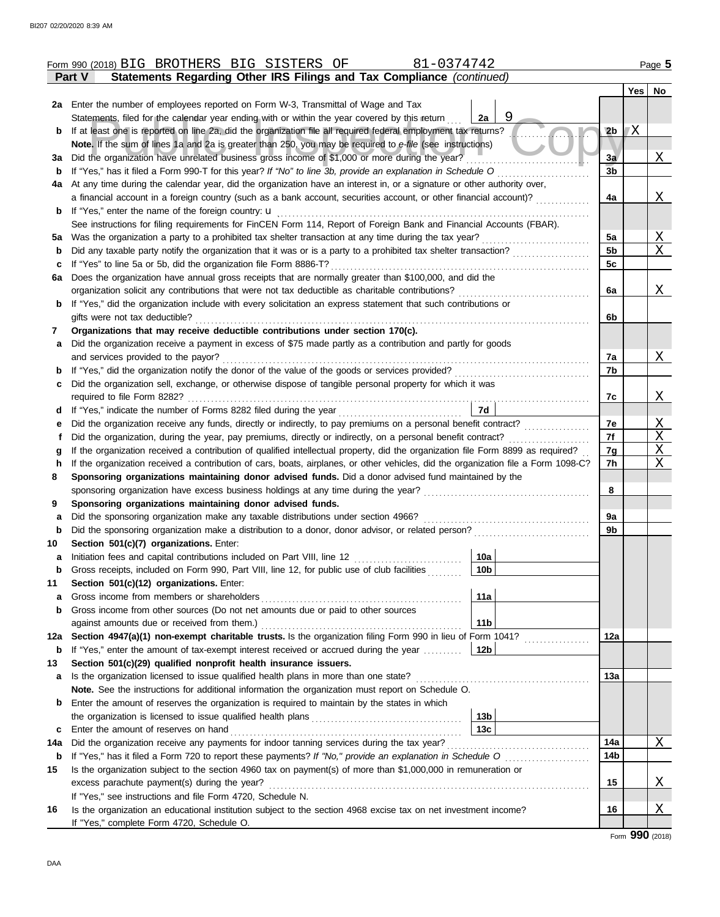Form 990 (2018) BIG BROTHERS BIG SISTERS OF 81-0374742

**Part V Statements Regarding Other IRS Filings and Tax Compliance** *(continued)*

| | | | | Yes | No |
|---|---|---|---|---|---|
| **2a** | Enter the number of employees reported on Form W-3, Transmittal of Wage and Tax Statements, filed for the calendar year ending with or within the year covered by this return | 2a | 9 | | |
| **b** | If at least one is reported on line 2a, did the organization file all required federal employment tax returns? | | 2b | X | |
| | **Note.** If the sum of lines 1a and 2a is greater than 250, you may be required to *e-file* (see instructions) | | | | |
| **3a** | Did the organization have unrelated business gross income of $1,000 or more during the year? | | 3a | | X |
| **b** | If "Yes," has it filed a Form 990-T for this year? *If "No" to line 3b, provide an explanation in Schedule O* | | 3b | | |
| **4a** | At any time during the calendar year, did the organization have an interest in, or a signature or other authority over, a financial account in a foreign country (such as a bank account, securities account, or other financial account)? | | 4a | | X |
| **b** | If "Yes," enter the name of the foreign country: u | | | | |
| | See instructions for filing requirements for FinCEN Form 114, Report of Foreign Bank and Financial Accounts (FBAR). | | | | |
| **5a** | Was the organization a party to a prohibited tax shelter transaction at any time during the tax year? | | 5a | | X |
| **b** | Did any taxable party notify the organization that it was or is a party to a prohibited tax shelter transaction? | | 5b | | X |
| **c** | If "Yes" to line 5a or 5b, did the organization file Form 8886-T? | | 5c | | |
| **6a** | Does the organization have annual gross receipts that are normally greater than $100,000, and did the organization solicit any contributions that were not tax deductible as charitable contributions? | | 6a | | X |
| **b** | If "Yes," did the organization include with every solicitation an express statement that such contributions or gifts were not tax deductible? | | 6b | | |
| **7** | **Organizations that may receive deductible contributions under section 170(c).** | | | | |
| **a** | Did the organization receive a payment in excess of $75 made partly as a contribution and partly for goods and services provided to the payor? | | 7a | | X |
| **b** | If "Yes," did the organization notify the donor of the value of the goods or services provided? | | 7b | | |
| **c** | Did the organization sell, exchange, or otherwise dispose of tangible personal property for which it was required to file Form 8282? | | 7c | | X |
| **d** | If "Yes," indicate the number of Forms 8282 filed during the year | 7d | | | |
| **e** | Did the organization receive any funds, directly or indirectly, to pay premiums on a personal benefit contract? | | 7e | | X |
| **f** | Did the organization, during the year, pay premiums, directly or indirectly, on a personal benefit contract? | | 7f | | X |
| **g** | If the organization received a contribution of qualified intellectual property, did the organization file Form 8899 as required? | | 7g | | X |
| **h** | If the organization received a contribution of cars, boats, airplanes, or other vehicles, did the organization file a Form 1098-C? | | 7h | | X |
| **8** | **Sponsoring organizations maintaining donor advised funds.** Did a donor advised fund maintained by the sponsoring organization have excess business holdings at any time during the year? | | 8 | | |
| **9** | **Sponsoring organizations maintaining donor advised funds.** | | | | |
| **a** | Did the sponsoring organization make any taxable distributions under section 4966? | | 9a | | |
| **b** | Did the sponsoring organization make a distribution to a donor, donor advisor, or related person? | | 9b | | |
| **10** | **Section 501(c)(7) organizations.** Enter: | | | | |
| **a** | Initiation fees and capital contributions included on Part VIII, line 12 | 10a | | | |
| **b** | Gross receipts, included on Form 990, Part VIII, line 12, for public use of club facilities | 10b | | | |
| **11** | **Section 501(c)(12) organizations.** Enter: | | | | |
| **a** | Gross income from members or shareholders | 11a | | | |
| **b** | Gross income from other sources (Do not net amounts due or paid to other sources against amounts due or received from them.) | 11b | | | |
| **12a** | **Section 4947(a)(1) non-exempt charitable trusts.** Is the organization filing Form 990 in lieu of Form 1041? | | 12a | | |
| **b** | If "Yes," enter the amount of tax-exempt interest received or accrued during the year | 12b | | | |
| **13** | **Section 501(c)(29) qualified nonprofit health insurance issuers.** | | | | |
| **a** | Is the organization licensed to issue qualified health plans in more than one state? | | 13a | | |
| | **Note.** See the instructions for additional information the organization must report on Schedule O. | | | | |
| **b** | Enter the amount of reserves the organization is required to maintain by the states in which the organization is licensed to issue qualified health plans | 13b | | | |
| **c** | Enter the amount of reserves on hand | 13c | | | |
| **14a** | Did the organization receive any payments for indoor tanning services during the tax year? | | 14a | | X |
| **b** | If "Yes," has it filed a Form 720 to report these payments? *If "No," provide an explanation in Schedule O* | | 14b | | |
| **15** | Is the organization subject to the section 4960 tax on payment(s) of more than $1,000,000 in remuneration or excess parachute payment(s) during the year? | | 15 | | X |
| | If "Yes," see instructions and file Form 4720, Schedule N. | | | | |
| **16** | Is the organization an educational institution subject to the section 4968 excise tax on net investment income? | | 16 | | X |
| | If "Yes," complete Form 4720, Schedule O. | | | | |

Form **990** (2018)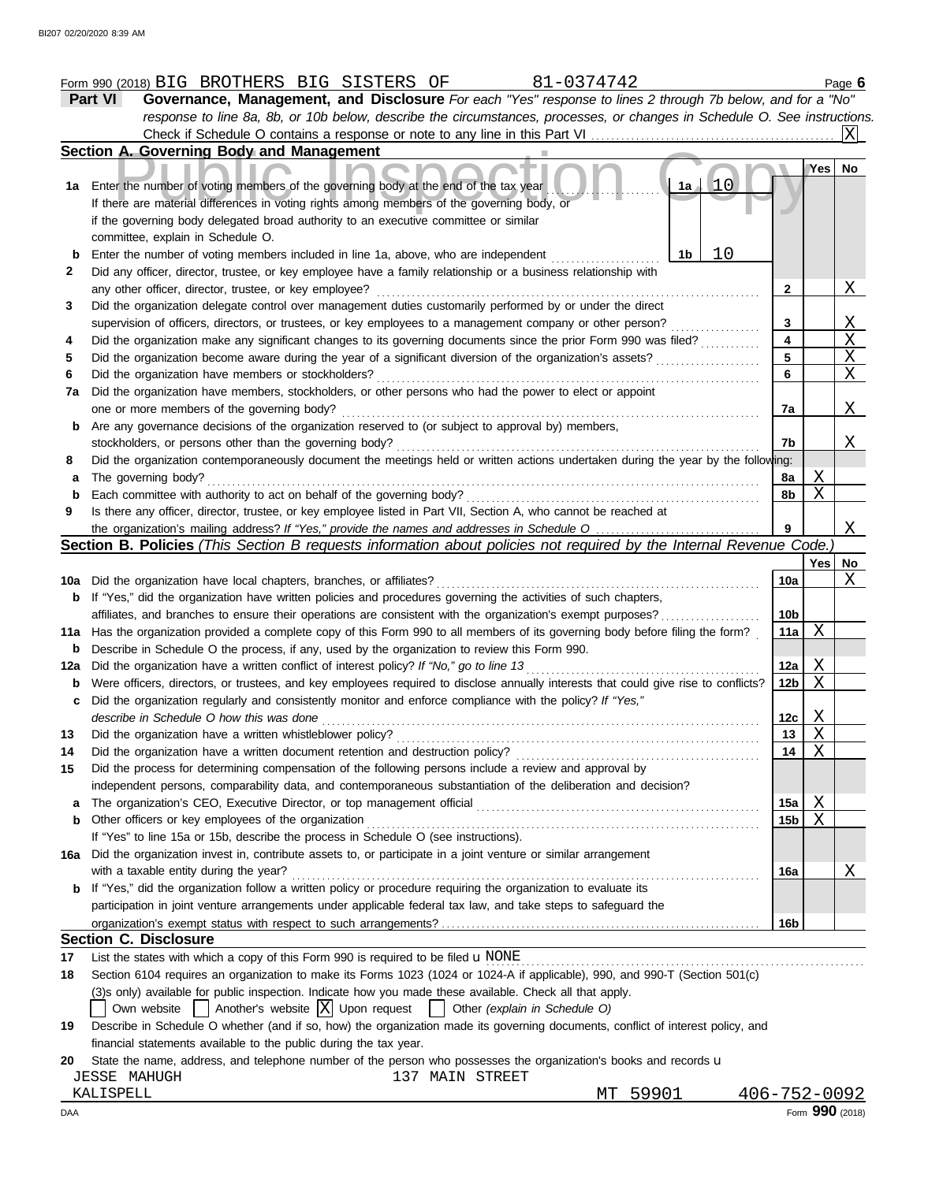Form 990 (2018) BIG BROTHERS BIG SISTERS OF 81-0374742 Page 6

**Part VI Governance, Management, and Disclosure** *For each "Yes" response to lines 2 through 7b below, and for a "No" response to line 8a, 8b, or 10b below, describe the circumstances, processes, or changes in Schedule O. See instructions.*

Check if Schedule O contains a response or note to any line in this Part VI ..... [X]

## Section A. Governing Body and Management

| | | | Yes | No |
|---|---|---|---|---|
| **1a** | Enter the number of voting members of the governing body at the end of the tax year ..... **1a** 10<br>If there are material differences in voting rights among members of the governing body, or if the governing body delegated broad authority to an executive committee or similar committee, explain in Schedule O. | | | |
| **b** | Enter the number of voting members included in line 1a, above, who are independent ..... **1b** 10 | | | |
| **2** | Did any officer, director, trustee, or key employee have a family relationship or a business relationship with any other officer, director, trustee, or key employee? | **2** | | X |
| **3** | Did the organization delegate control over management duties customarily performed by or under the direct supervision of officers, directors, or trustees, or key employees to a management company or other person? | **3** | | X |
| **4** | Did the organization make any significant changes to its governing documents since the prior Form 990 was filed? | **4** | | X |
| **5** | Did the organization become aware during the year of a significant diversion of the organization's assets? | **5** | | X |
| **6** | Did the organization have members or stockholders? | **6** | | X |
| **7a** | Did the organization have members, stockholders, or other persons who had the power to elect or appoint one or more members of the governing body? | **7a** | | X |
| **b** | Are any governance decisions of the organization reserved to (or subject to approval by) members, stockholders, or persons other than the governing body? | **7b** | | X |
| **8** | Did the organization contemporaneously document the meetings held or written actions undertaken during the year by the following: | | | |
| **a** | The governing body? | **8a** | X | |
| **b** | Each committee with authority to act on behalf of the governing body? | **8b** | X | |
| **9** | Is there any officer, director, trustee, or key employee listed in Part VII, Section A, who cannot be reached at the organization's mailing address? *If "Yes," provide the names and addresses in Schedule O* | **9** | | X |

## Section B. Policies *(This Section B requests information about policies not required by the Internal Revenue Code.)*

| | | | Yes | No |
|---|---|---|---|---|
| **10a** | Did the organization have local chapters, branches, or affiliates? | **10a** | | X |
| **b** | If "Yes," did the organization have written policies and procedures governing the activities of such chapters, affiliates, and branches to ensure their operations are consistent with the organization's exempt purposes? | **10b** | | |
| **11a** | Has the organization provided a complete copy of this Form 990 to all members of its governing body before filing the form? | **11a** | X | |
| **b** | Describe in Schedule O the process, if any, used by the organization to review this Form 990. | | | |
| **12a** | Did the organization have a written conflict of interest policy? *If "No," go to line 13* | **12a** | X | |
| **b** | Were officers, directors, or trustees, and key employees required to disclose annually interests that could give rise to conflicts? | **12b** | X | |
| **c** | Did the organization regularly and consistently monitor and enforce compliance with the policy? *If "Yes," describe in Schedule O how this was done* | **12c** | X | |
| **13** | Did the organization have a written whistleblower policy? | **13** | X | |
| **14** | Did the organization have a written document retention and destruction policy? | **14** | X | |
| **15** | Did the process for determining compensation of the following persons include a review and approval by independent persons, comparability data, and contemporaneous substantiation of the deliberation and decision? | | | |
| **a** | The organization's CEO, Executive Director, or top management official | **15a** | X | |
| **b** | Other officers or key employees of the organization | **15b** | X | |
| | If "Yes" to line 15a or 15b, describe the process in Schedule O (see instructions). | | | |
| **16a** | Did the organization invest in, contribute assets to, or participate in a joint venture or similar arrangement with a taxable entity during the year? | **16a** | | X |
| **b** | If "Yes," did the organization follow a written policy or procedure requiring the organization to evaluate its participation in joint venture arrangements under applicable federal tax law, and take steps to safeguard the organization's exempt status with respect to such arrangements? | **16b** | | |

## Section C. Disclosure

**17** List the states with which a copy of this Form 990 is required to be filed u NONE

**18** Section 6104 requires an organization to make its Forms 1023 (1024 or 1024-A if applicable), 990, and 990-T (Section 501(c)(3)s only) available for public inspection. Indicate how you made these available. Check all that apply.

[ ] Own website [ ] Another's website [X] Upon request [ ] Other *(explain in Schedule O)*

**19** Describe in Schedule O whether (and if so, how) the organization made its governing documents, conflict of interest policy, and financial statements available to the public during the tax year.

**20** State the name, address, and telephone number of the person who possesses the organization's books and records u

JESSE MAHUGH 137 MAIN STREET
KALISPELL MT 59901 406-752-0092

DAA Form **990** (2018)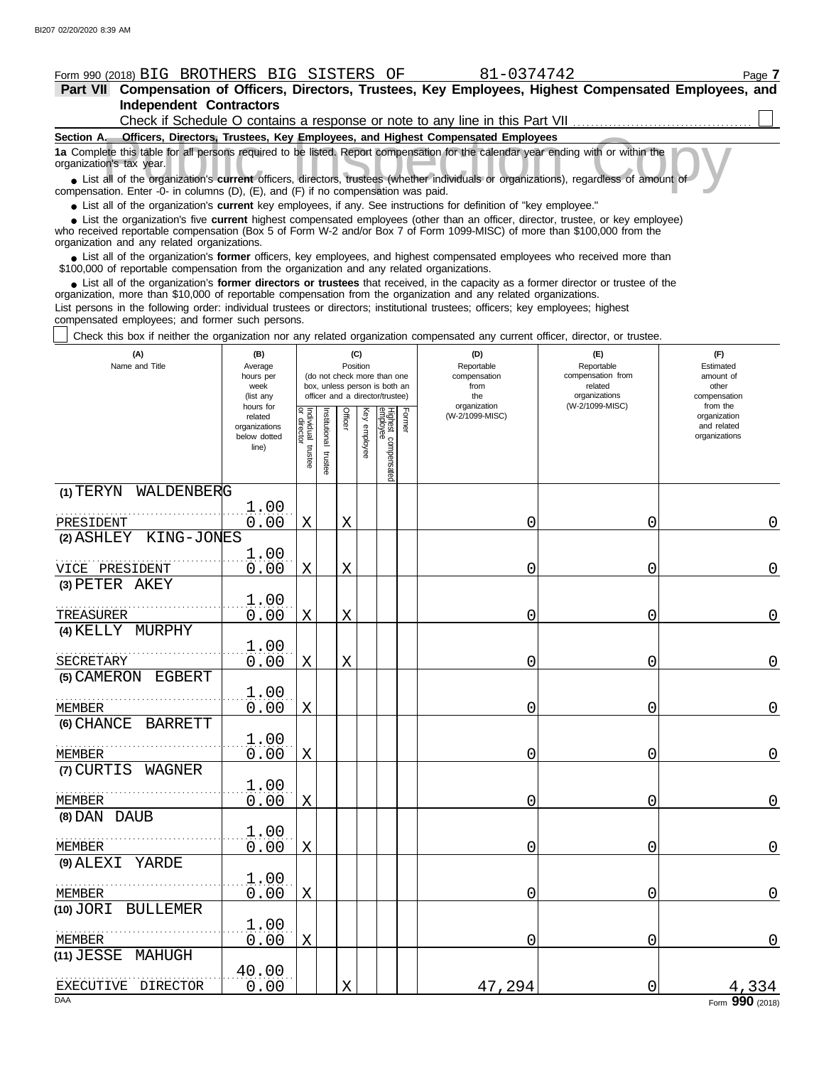Form 990 (2018) BIG BROTHERS BIG SISTERS OF 81-0374742

**Part VII Compensation of Officers, Directors, Trustees, Key Employees, Highest Compensated Employees, and Independent Contractors**

Check if Schedule O contains a response or note to any line in this Part VII ☐

**Section A. Officers, Directors, Trustees, Key Employees, and Highest Compensated Employees**

**1a** Complete this table for all persons required to be listed. Report compensation for the calendar year ending with or within the organization's tax year.

- List all of the organization's **current** officers, directors, trustees (whether individuals or organizations), regardless of amount of compensation. Enter -0- in columns (D), (E), and (F) if no compensation was paid.
- List all of the organization's **current** key employees, if any. See instructions for definition of "key employee."
- List the organization's five **current** highest compensated employees (other than an officer, director, trustee, or key employee) who received reportable compensation (Box 5 of Form W-2 and/or Box 7 of Form 1099-MISC) of more than $100,000 from the organization and any related organizations.
- List all of the organization's **former** officers, key employees, and highest compensated employees who received more than $100,000 of reportable compensation from the organization and any related organizations.
- List all of the organization's **former directors or trustees** that received, in the capacity as a former director or trustee of the organization, more than $10,000 of reportable compensation from the organization and any related organizations.

List persons in the following order: individual trustees or directors; institutional trustees; officers; key employees; highest compensated employees; and former such persons.

☐ Check this box if neither the organization nor any related organization compensated any current officer, director, or trustee.

| (A) Name and Title | (B) Average hours per week (list any hours for related organizations below dotted line) | (C) Position: Individual trustee or director | Institutional trustee | Officer | Key employee | Highest compensated employee | Former | (D) Reportable compensation from the organization (W-2/1099-MISC) | (E) Reportable compensation from related organizations (W-2/1099-MISC) | (F) Estimated amount of other compensation from the organization and related organizations |
|---|---|---|---|---|---|---|---|---|---|---|
| (1) TERYN WALDENBERG<br>PRESIDENT | 1.00<br>0.00 | X | | X | | | | 0 | 0 | 0 |
| (2) ASHLEY KING-JONES<br>VICE PRESIDENT | 1.00<br>0.00 | X | | X | | | | 0 | 0 | 0 |
| (3) PETER AKEY<br>TREASURER | 1.00<br>0.00 | X | | X | | | | 0 | 0 | 0 |
| (4) KELLY MURPHY<br>SECRETARY | 1.00<br>0.00 | X | | X | | | | 0 | 0 | 0 |
| (5) CAMERON EGBERT<br>MEMBER | 1.00<br>0.00 | X | | | | | | 0 | 0 | 0 |
| (6) CHANCE BARRETT<br>MEMBER | 1.00<br>0.00 | X | | | | | | 0 | 0 | 0 |
| (7) CURTIS WAGNER<br>MEMBER | 1.00<br>0.00 | X | | | | | | 0 | 0 | 0 |
| (8) DAN DAUB<br>MEMBER | 1.00<br>0.00 | X | | | | | | 0 | 0 | 0 |
| (9) ALEXI YARDE<br>MEMBER | 1.00<br>0.00 | X | | | | | | 0 | 0 | 0 |
| (10) JORI BULLEMER<br>MEMBER | 1.00<br>0.00 | X | | | | | | 0 | 0 | 0 |
| (11) JESSE MAHUGH<br>EXECUTIVE DIRECTOR | 40.00<br>0.00 | | | X | | | | 47,294 | 0 | 4,334 |

Form **990** (2018)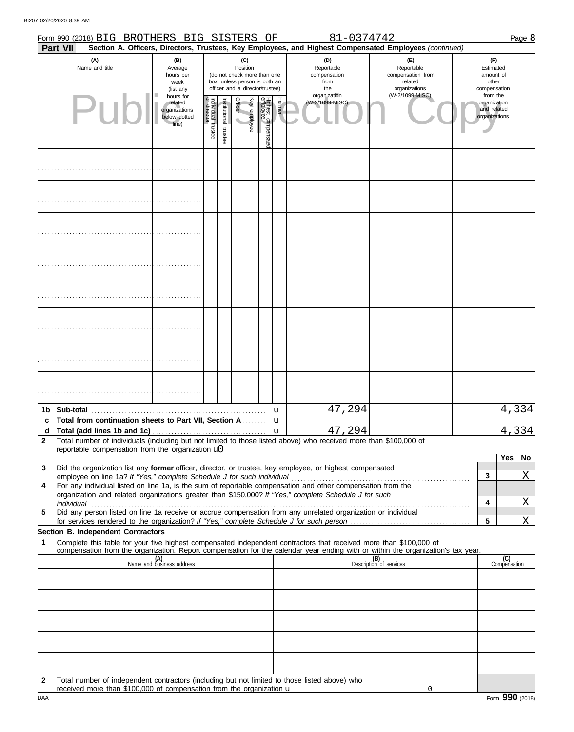Form 990 (2018) BIG BROTHERS BIG SISTERS OF 81-0374742 Page **8**

**Part VII** **Section A. Officers, Directors, Trustees, Key Employees, and Highest Compensated Employees** *(continued)*

| (A) Name and title | (B) Average hours per week (list any hours for related organizations below dotted line) | (C) Position (do not check more than one box, unless person is both an officer and a director/trustee) | | | | | | (D) Reportable compensation from the organization (W-2/1099-MISC) | (E) Reportable compensation from related organizations (W-2/1099-MISC) | (F) Estimated amount of other compensation from the organization and related organizations |
|---|---|---|---|---|---|---|---|---|---|---|
| | | Individual trustee or director | Institutional trustee | Officer | Key employee | Highest compensated employee | Former | | | |
| | | | | | | | | | | |
| | | | | | | | | | | |
| | | | | | | | | | | |
| | | | | | | | | | | |
| | | | | | | | | | | |
| | | | | | | | | | | |
| | | | | | | | | | | |
| | | | | | | | | | | |

| | | (D) | (E) | (F) |
|---|---|---|---|---|
| **1b** | **Sub-total** | 47,294 | | 4,334 |
| **c** | **Total from continuation sheets to Part VII, Section A** | | | |
| **d** | **Total (add lines 1b and 1c)** | 47,294 | | 4,334 |

**2** Total number of individuals (including but not limited to those listed above) who received more than $100,000 of reportable compensation from the organization u0

| | | | Yes | No |
|---|---|---|---|---|
| **3** | Did the organization list any **former** officer, director, or trustee, key employee, or highest compensated employee on line 1a? *If "Yes," complete Schedule J for such individual* | **3** | | X |
| **4** | For any individual listed on line 1a, is the sum of reportable compensation and other compensation from the organization and related organizations greater than $150,000? *If "Yes," complete Schedule J for such individual* | **4** | | X |
| **5** | Did any person listed on line 1a receive or accrue compensation from any unrelated organization or individual for services rendered to the organization? *If "Yes," complete Schedule J for such person* | **5** | | X |

**Section B. Independent Contractors**

**1** Complete this table for your five highest compensated independent contractors that received more than $100,000 of compensation from the organization. Report compensation for the calendar year ending with or within the organization's tax year.

| (A) Name and business address | (B) Description of services | (C) Compensation |
|---|---|---|
| | | |
| | | |
| | | |
| | | |
| | | |

**2** Total number of independent contractors (including but not limited to those listed above) who received more than $100,000 of compensation from the organization u 0

DAA Form **990** (2018)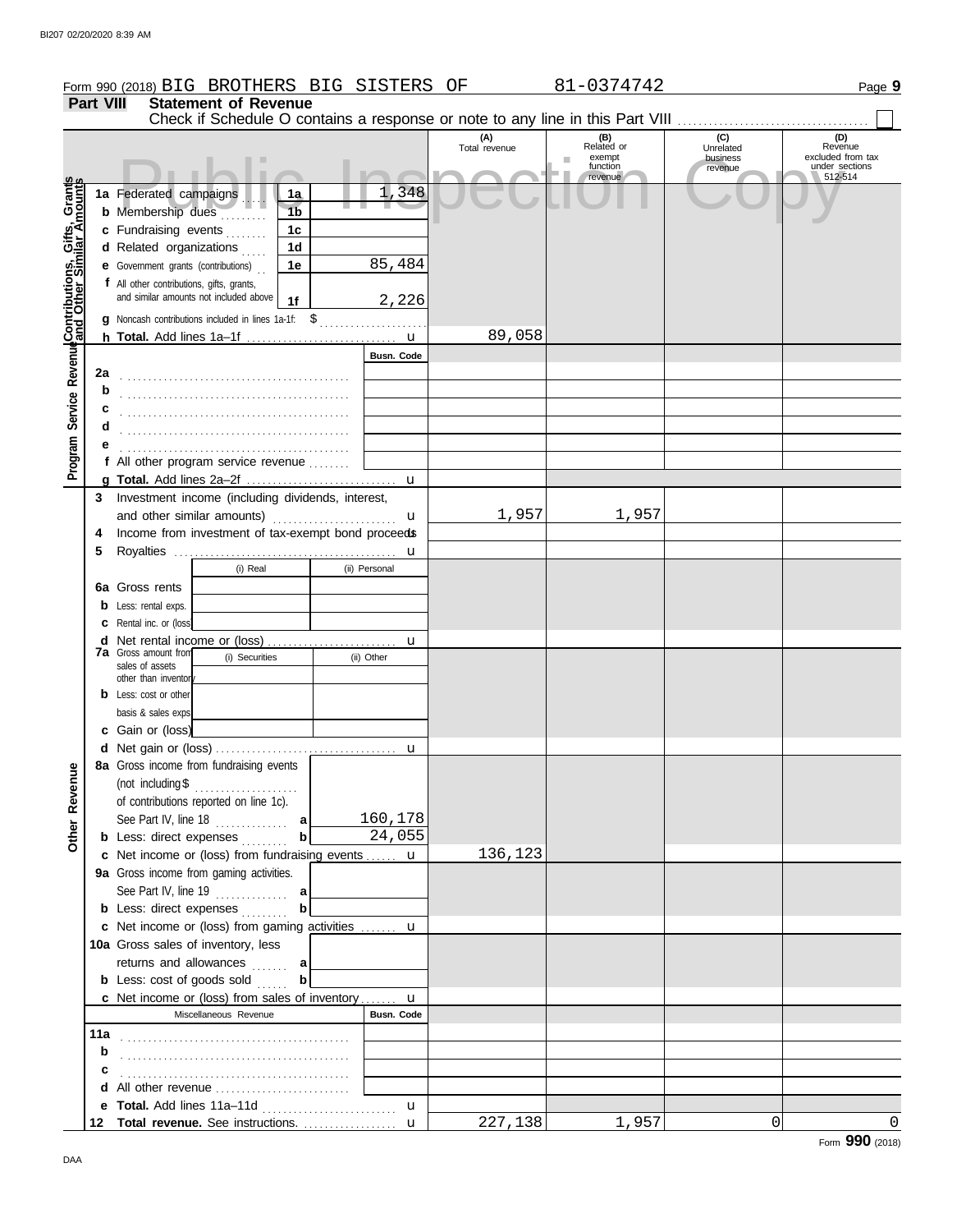Form 990 (2018) BIG BROTHERS BIG SISTERS OF 81-0374742 Page **9**

## Part VIII Statement of Revenue

Check if Schedule O contains a response or note to any line in this Part VIII ☐

| | | | (A) Total revenue | (B) Related or exempt function revenue | (C) Unrelated business revenue | (D) Revenue excluded from tax under sections 512-514 |
|---|---|---|---|---|---|---|
| **Contributions, Gifts, Grants and Other Similar Amounts** | **1a** Federated campaigns | 1a 1,348 | | | | |
| | **b** Membership dues | 1b | | | | |
| | **c** Fundraising events | 1c | | | | |
| | **d** Related organizations | 1d | | | | |
| | **e** Government grants (contributions) | 1e 85,484 | | | | |
| | **f** All other contributions, gifts, grants, and similar amounts not included above | 1f 2,226 | | | | |
| | **g** Noncash contributions included in lines 1a-1f: $ | | | | | |
| | **h Total.** Add lines 1a–1f | | 89,058 | | | |
| **Program Service Revenue** | | Busn. Code | | | | |
| | **2a** | | | | | |
| | **b** | | | | | |
| | **c** | | | | | |
| | **d** | | | | | |
| | **e** | | | | | |
| | **f** All other program service revenue | | | | | |
| | **g Total.** Add lines 2a–2f | | | | | |
| **Other Revenue** | **3** Investment income (including dividends, interest, and other similar amounts) | | 1,957 | 1,957 | | |
| | **4** Income from investment of tax-exempt bond proceeds | | | | | |
| | **5** Royalties | | | | | |
| | | (i) Real / (ii) Personal | | | | |
| | **6a** Gross rents | | | | | |
| | **b** Less: rental exps. | | | | | |
| | **c** Rental inc. or (loss) | | | | | |
| | **d** Net rental income or (loss) | | | | | |
| | **7a** Gross amount from sales of assets other than inventory | (i) Securities / (ii) Other | | | | |
| | **b** Less: cost or other basis & sales exps. | | | | | |
| | **c** Gain or (loss) | | | | | |
| | **d** Net gain or (loss) | | | | | |
| | **8a** Gross income from fundraising events (not including $ of contributions reported on line 1c). See Part IV, line 18 | a 160,178 | | | | |
| | **b** Less: direct expenses | b 24,055 | | | | |
| | **c** Net income or (loss) from fundraising events | | 136,123 | | | |
| | **9a** Gross income from gaming activities. See Part IV, line 19 | a | | | | |
| | **b** Less: direct expenses | b | | | | |
| | **c** Net income or (loss) from gaming activities | | | | | |
| | **10a** Gross sales of inventory, less returns and allowances | a | | | | |
| | **b** Less: cost of goods sold | b | | | | |
| | **c** Net income or (loss) from sales of inventory | | | | | |
| | Miscellaneous Revenue | Busn. Code | | | | |
| | **11a** | | | | | |
| | **b** | | | | | |
| | **c** | | | | | |
| | **d** All other revenue | | | | | |
| | **e Total.** Add lines 11a–11d | | | | | |
| | **12 Total revenue.** See instructions. | | 227,138 | 1,957 | 0 | 0 |

Form **990** (2018)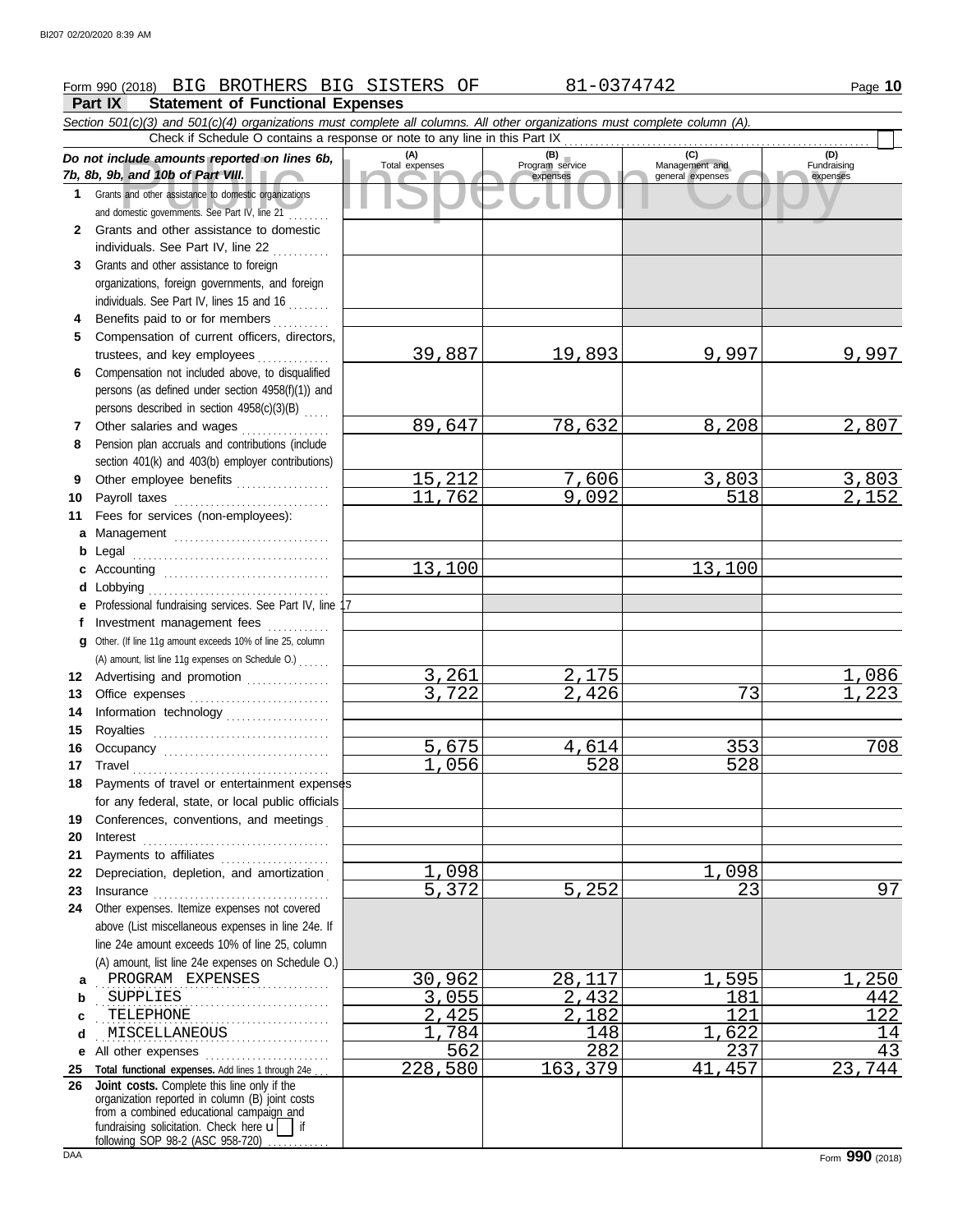Form 990 (2018) BIG BROTHERS BIG SISTERS OF 81-0374742

## Part IX Statement of Functional Expenses

*Section 501(c)(3) and 501(c)(4) organizations must complete all columns. All other organizations must complete column (A).*

Check if Schedule O contains a response or note to any line in this Part IX

| *Do not include amounts reported on lines 6b, 7b, 8b, 9b, and 10b of Part VIII.* | (A) Total expenses | (B) Program service expenses | (C) Management and general expenses | (D) Fundraising expenses |
|---|---|---|---|---|
| **1** Grants and other assistance to domestic organizations and domestic governments. See Part IV, line 21 | | | | |
| **2** Grants and other assistance to domestic individuals. See Part IV, line 22 | | | | |
| **3** Grants and other assistance to foreign organizations, foreign governments, and foreign individuals. See Part IV, lines 15 and 16 | | | | |
| **4** Benefits paid to or for members | | | | |
| **5** Compensation of current officers, directors, trustees, and key employees | 39,887 | 19,893 | 9,997 | 9,997 |
| **6** Compensation not included above, to disqualified persons (as defined under section 4958(f)(1)) and persons described in section 4958(c)(3)(B) | | | | |
| **7** Other salaries and wages | 89,647 | 78,632 | 8,208 | 2,807 |
| **8** Pension plan accruals and contributions (include section 401(k) and 403(b) employer contributions) | | | | |
| **9** Other employee benefits | 15,212 | 7,606 | 3,803 | 3,803 |
| **10** Payroll taxes | 11,762 | 9,092 | 518 | 2,152 |
| **11** Fees for services (non-employees): | | | | |
| **a** Management | | | | |
| **b** Legal | | | | |
| **c** Accounting | 13,100 | | 13,100 | |
| **d** Lobbying | | | | |
| **e** Professional fundraising services. See Part IV, line 17 | | | | |
| **f** Investment management fees | | | | |
| **g** Other. (If line 11g amount exceeds 10% of line 25, column (A) amount, list line 11g expenses on Schedule O.) | | | | |
| **12** Advertising and promotion | 3,261 | 2,175 | | 1,086 |
| **13** Office expenses | 3,722 | 2,426 | 73 | 1,223 |
| **14** Information technology | | | | |
| **15** Royalties | | | | |
| **16** Occupancy | 5,675 | 4,614 | 353 | 708 |
| **17** Travel | 1,056 | 528 | 528 | |
| **18** Payments of travel or entertainment expenses for any federal, state, or local public officials | | | | |
| **19** Conferences, conventions, and meetings | | | | |
| **20** Interest | | | | |
| **21** Payments to affiliates | | | | |
| **22** Depreciation, depletion, and amortization | 1,098 | | 1,098 | |
| **23** Insurance | 5,372 | 5,252 | 23 | 97 |
| **24** Other expenses. Itemize expenses not covered above (List miscellaneous expenses in line 24e. If line 24e amount exceeds 10% of line 25, column (A) amount, list line 24e expenses on Schedule O.) | | | | |
| **a** PROGRAM EXPENSES | 30,962 | 28,117 | 1,595 | 1,250 |
| **b** SUPPLIES | 3,055 | 2,432 | 181 | 442 |
| **c** TELEPHONE | 2,425 | 2,182 | 121 | 122 |
| **d** MISCELLANEOUS | 1,784 | 148 | 1,622 | 14 |
| **e** All other expenses | 562 | 282 | 237 | 43 |
| **25 Total functional expenses.** Add lines 1 through 24e | 228,580 | 163,379 | 41,457 | 23,744 |
| **26 Joint costs.** Complete this line only if the organization reported in column (B) joint costs from a combined educational campaign and fundraising solicitation. Check here ☐ if following SOP 98-2 (ASC 958-720) | | | | |

Form **990** (2018)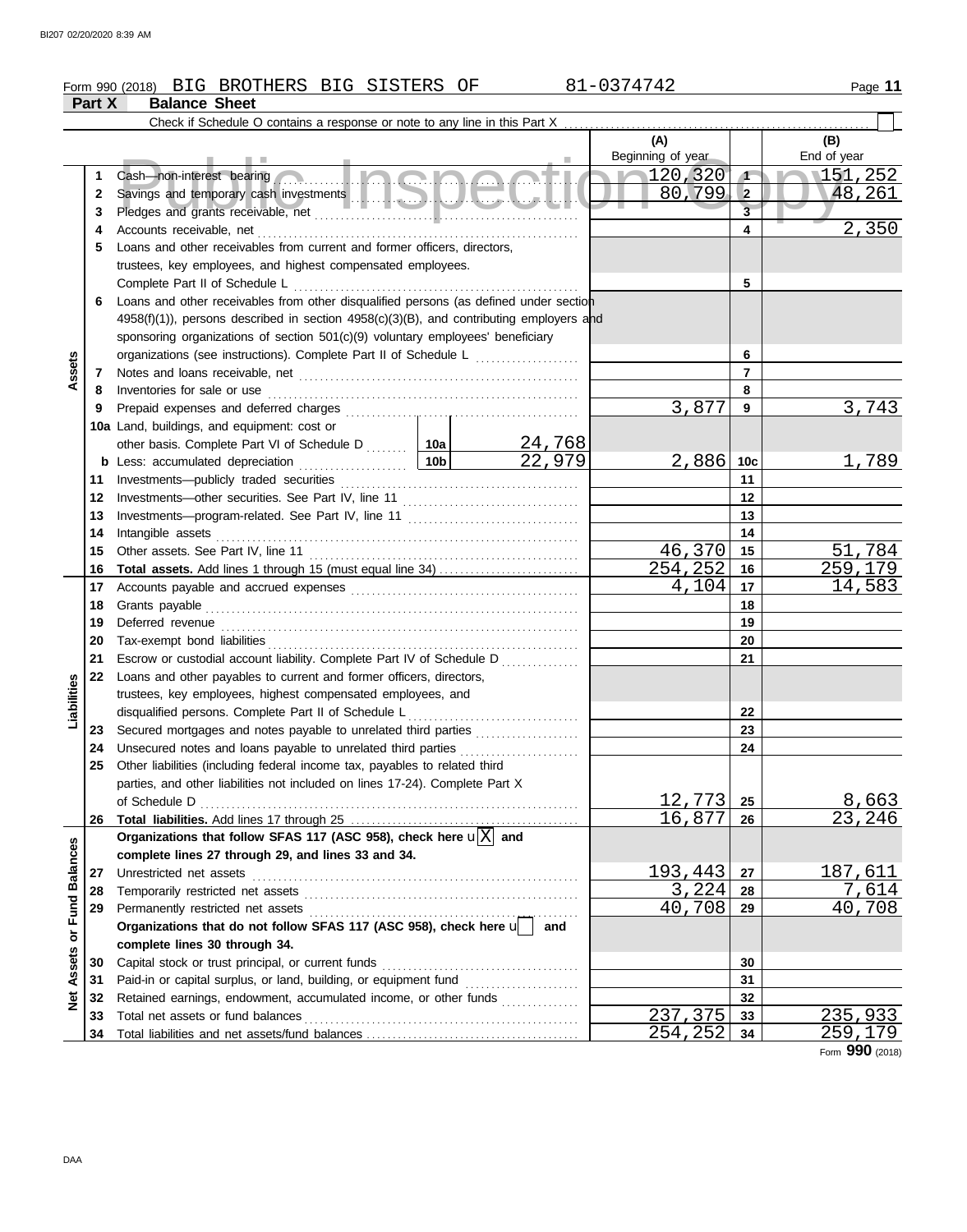Form 990 (2018) BIG BROTHERS BIG SISTERS OF 81-0374742

## Part X Balance Sheet

Check if Schedule O contains a response or note to any line in this Part X ☐

| | | Line description | | | (A) Beginning of year | | (B) End of year |
|---|---|---|---|---|---|---|---|
| Assets | 1 | Cash—non-interest bearing | | | 120,320 | 1 | 151,252 |
| | 2 | Savings and temporary cash investments | | | 80,799 | 2 | 48,261 |
| | 3 | Pledges and grants receivable, net | | | | 3 | |
| | 4 | Accounts receivable, net | | | | 4 | 2,350 |
| | 5 | Loans and other receivables from current and former officers, directors, trustees, key employees, and highest compensated employees. Complete Part II of Schedule L | | | | 5 | |
| | 6 | Loans and other receivables from other disqualified persons (as defined under section 4958(f)(1)), persons described in section 4958(c)(3)(B), and contributing employers and sponsoring organizations of section 501(c)(9) voluntary employees' beneficiary organizations (see instructions). Complete Part II of Schedule L | | | | 6 | |
| | 7 | Notes and loans receivable, net | | | | 7 | |
| | 8 | Inventories for sale or use | | | | 8 | |
| | 9 | Prepaid expenses and deferred charges | | | 3,877 | 9 | 3,743 |
| | 10a | Land, buildings, and equipment: cost or other basis. Complete Part VI of Schedule D | 10a | 24,768 | | | |
| | b | Less: accumulated depreciation | 10b | 22,979 | 2,886 | 10c | 1,789 |
| | 11 | Investments—publicly traded securities | | | | 11 | |
| | 12 | Investments—other securities. See Part IV, line 11 | | | | 12 | |
| | 13 | Investments—program-related. See Part IV, line 11 | | | | 13 | |
| | 14 | Intangible assets | | | | 14 | |
| | 15 | Other assets. See Part IV, line 11 | | | 46,370 | 15 | 51,784 |
| | 16 | **Total assets.** Add lines 1 through 15 (must equal line 34) | | | 254,252 | 16 | 259,179 |
| Liabilities | 17 | Accounts payable and accrued expenses | | | 4,104 | 17 | 14,583 |
| | 18 | Grants payable | | | | 18 | |
| | 19 | Deferred revenue | | | | 19 | |
| | 20 | Tax-exempt bond liabilities | | | | 20 | |
| | 21 | Escrow or custodial account liability. Complete Part IV of Schedule D | | | | 21 | |
| | 22 | Loans and other payables to current and former officers, directors, trustees, key employees, highest compensated employees, and disqualified persons. Complete Part II of Schedule L | | | | 22 | |
| | 23 | Secured mortgages and notes payable to unrelated third parties | | | | 23 | |
| | 24 | Unsecured notes and loans payable to unrelated third parties | | | | 24 | |
| | 25 | Other liabilities (including federal income tax, payables to related third parties, and other liabilities not included on lines 17-24). Complete Part X of Schedule D | | | 12,773 | 25 | 8,663 |
| | 26 | **Total liabilities.** Add lines 17 through 25 | | | 16,877 | 26 | 23,246 |
| Net Assets or Fund Balances | | **Organizations that follow SFAS 117 (ASC 958), check here** ☒ **and complete lines 27 through 29, and lines 33 and 34.** | | | | | |
| | 27 | Unrestricted net assets | | | 193,443 | 27 | 187,611 |
| | 28 | Temporarily restricted net assets | | | 3,224 | 28 | 7,614 |
| | 29 | Permanently restricted net assets | | | 40,708 | 29 | 40,708 |
| | | **Organizations that do not follow SFAS 117 (ASC 958), check here** ☐ **and complete lines 30 through 34.** | | | | | |
| | 30 | Capital stock or trust principal, or current funds | | | | 30 | |
| | 31 | Paid-in or capital surplus, or land, building, or equipment fund | | | | 31 | |
| | 32 | Retained earnings, endowment, accumulated income, or other funds | | | | 32 | |
| | 33 | Total net assets or fund balances | | | 237,375 | 33 | 235,933 |
| | 34 | Total liabilities and net assets/fund balances | | | 254,252 | 34 | 259,179 |

Form **990** (2018)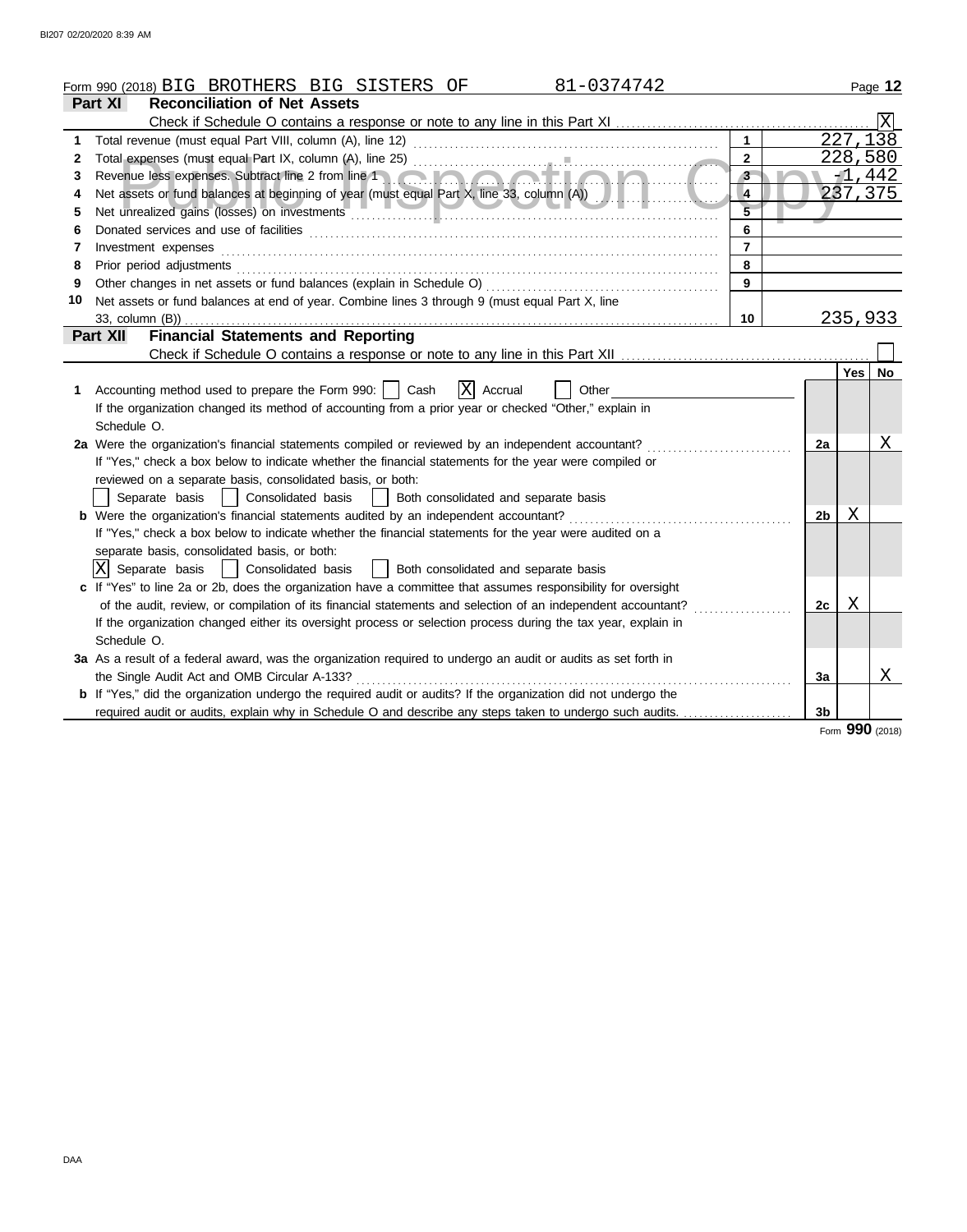Form 990 (2018) BIG BROTHERS BIG SISTERS OF 81-0374742

## Part XI Reconciliation of Net Assets

Check if Schedule O contains a response or note to any line in this Part XI ☒

| | | | |
|---|---|---|---|
| 1 | Total revenue (must equal Part VIII, column (A), line 12) | 1 | 227,138 |
| 2 | Total expenses (must equal Part IX, column (A), line 25) | 2 | 228,580 |
| 3 | Revenue less expenses. Subtract line 2 from line 1 | 3 | -1,442 |
| 4 | Net assets or fund balances at beginning of year (must equal Part X, line 33, column (A)) | 4 | 237,375 |
| 5 | Net unrealized gains (losses) on investments | 5 | |
| 6 | Donated services and use of facilities | 6 | |
| 7 | Investment expenses | 7 | |
| 8 | Prior period adjustments | 8 | |
| 9 | Other changes in net assets or fund balances (explain in Schedule O) | 9 | |
| 10 | Net assets or fund balances at end of year. Combine lines 3 through 9 (must equal Part X, line 33, column (B)) | 10 | 235,933 |

## Part XII Financial Statements and Reporting

Check if Schedule O contains a response or note to any line in this Part XII ☐

| | | | Yes | No |
|---|---|---|---|---|
| 1 | Accounting method used to prepare the Form 990: ☐ Cash ☒ Accrual ☐ Other<br>If the organization changed its method of accounting from a prior year or checked "Other," explain in Schedule O. | | | |
| 2a | Were the organization's financial statements compiled or reviewed by an independent accountant?<br>If "Yes," check a box below to indicate whether the financial statements for the year were compiled or reviewed on a separate basis, consolidated basis, or both:<br>☐ Separate basis ☐ Consolidated basis ☐ Both consolidated and separate basis | 2a | | X |
| b | Were the organization's financial statements audited by an independent accountant?<br>If "Yes," check a box below to indicate whether the financial statements for the year were audited on a separate basis, consolidated basis, or both:<br>☒ Separate basis ☐ Consolidated basis ☐ Both consolidated and separate basis | 2b | X | |
| c | If "Yes" to line 2a or 2b, does the organization have a committee that assumes responsibility for oversight of the audit, review, or compilation of its financial statements and selection of an independent accountant?<br>If the organization changed either its oversight process or selection process during the tax year, explain in Schedule O. | 2c | X | |
| 3a | As a result of a federal award, was the organization required to undergo an audit or audits as set forth in the Single Audit Act and OMB Circular A-133? | 3a | | X |
| b | If "Yes," did the organization undergo the required audit or audits? If the organization did not undergo the required audit or audits, explain why in Schedule O and describe any steps taken to undergo such audits. | 3b | | |

Form **990** (2018)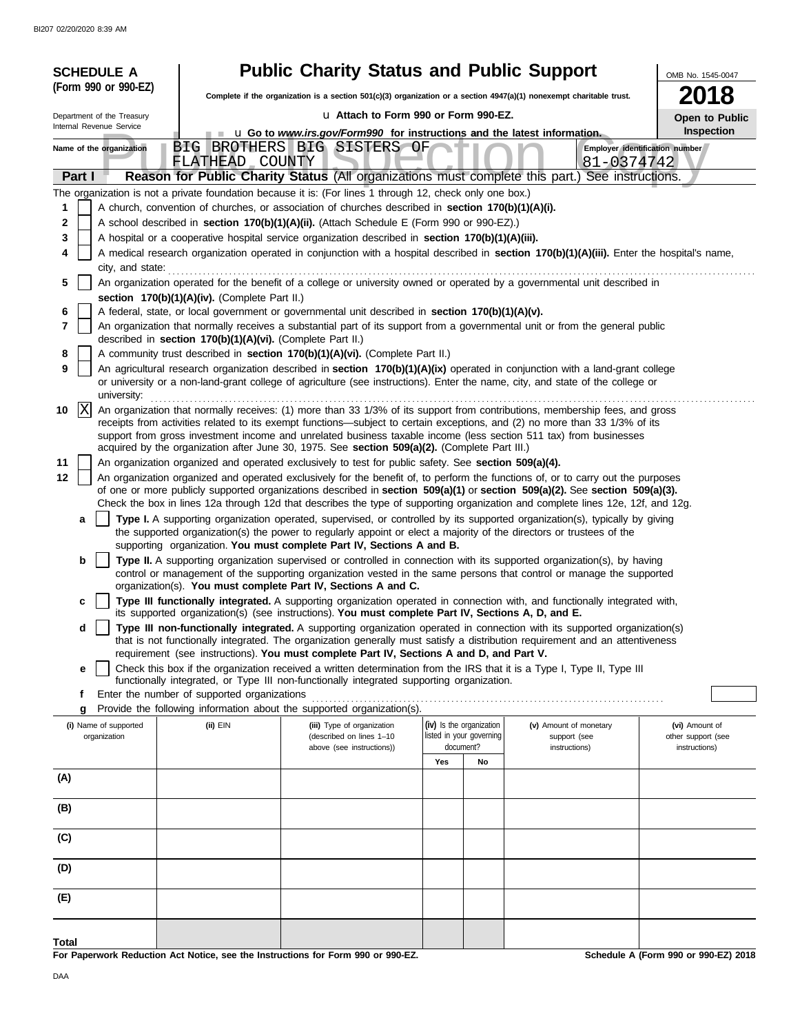**SCHEDULE A (Form 990 or 990-EZ)**

Department of the Treasury
Internal Revenue Service

# Public Charity Status and Public Support

**Complete if the organization is a section 501(c)(3) organization or a section 4947(a)(1) nonexempt charitable trust.**

u Attach to Form 990 or Form 990-EZ.

u Go to *www.irs.gov/Form990* for instructions and the latest information.

OMB No. 1545-0047

**2018**

**Open to Public Inspection**

Name of the organization: BIG BROTHERS BIG SISTERS OF FLATHEAD COUNTY

Employer identification number: 81-0374742

**Part I — Reason for Public Charity Status** (All organizations must complete this part.) See instructions.

The organization is not a private foundation because it is: (For lines 1 through 12, check only one box.)

1. [ ] A church, convention of churches, or association of churches described in **section 170(b)(1)(A)(i).**
2. [ ] A school described in **section 170(b)(1)(A)(ii).** (Attach Schedule E (Form 990 or 990-EZ).)
3. [ ] A hospital or a cooperative hospital service organization described in **section 170(b)(1)(A)(iii).**
4. [ ] A medical research organization operated in conjunction with a hospital described in **section 170(b)(1)(A)(iii).** Enter the hospital's name, city, and state:
5. [ ] An organization operated for the benefit of a college or university owned or operated by a governmental unit described in **section 170(b)(1)(A)(iv).** (Complete Part II.)
6. [ ] A federal, state, or local government or governmental unit described in **section 170(b)(1)(A)(v).**
7. [ ] An organization that normally receives a substantial part of its support from a governmental unit or from the general public described in **section 170(b)(1)(A)(vi).** (Complete Part II.)
8. [ ] A community trust described in **section 170(b)(1)(A)(vi).** (Complete Part II.)
9. [ ] An agricultural research organization described in **section 170(b)(1)(A)(ix)** operated in conjunction with a land-grant college or university or a non-land-grant college of agriculture (see instructions). Enter the name, city, and state of the college or university:
10. [X] An organization that normally receives: (1) more than 33 1/3% of its support from contributions, membership fees, and gross receipts from activities related to its exempt functions—subject to certain exceptions, and (2) no more than 33 1/3% of its support from gross investment income and unrelated business taxable income (less section 511 tax) from businesses acquired by the organization after June 30, 1975. See **section 509(a)(2).** (Complete Part III.)
11. [ ] An organization organized and operated exclusively to test for public safety. See **section 509(a)(4).**
12. [ ] An organization organized and operated exclusively for the benefit of, to perform the functions of, or to carry out the purposes of one or more publicly supported organizations described in **section 509(a)(1)** or **section 509(a)(2).** See **section 509(a)(3).** Check the box in lines 12a through 12d that describes the type of supporting organization and complete lines 12e, 12f, and 12g.
   - **a** [ ] **Type I.** A supporting organization operated, supervised, or controlled by its supported organization(s), typically by giving the supported organization(s) the power to regularly appoint or elect a majority of the directors or trustees of the supporting organization. **You must complete Part IV, Sections A and B.**
   - **b** [ ] **Type II.** A supporting organization supervised or controlled in connection with its supported organization(s), by having control or management of the supporting organization vested in the same persons that control or manage the supported organization(s). **You must complete Part IV, Sections A and C.**
   - **c** [ ] **Type III functionally integrated.** A supporting organization operated in connection with, and functionally integrated with, its supported organization(s) (see instructions). **You must complete Part IV, Sections A, D, and E.**
   - **d** [ ] **Type III non-functionally integrated.** A supporting organization operated in connection with its supported organization(s) that is not functionally integrated. The organization generally must satisfy a distribution requirement and an attentiveness requirement (see instructions). **You must complete Part IV, Sections A and D, and Part V.**
   - **e** [ ] Check this box if the organization received a written determination from the IRS that it is a Type I, Type II, Type III functionally integrated, or Type III non-functionally integrated supporting organization.
   - **f** Enter the number of supported organizations
   - **g** Provide the following information about the supported organization(s).

| (i) Name of supported organization | (ii) EIN | (iii) Type of organization (described on lines 1–10 above (see instructions)) | (iv) Is the organization listed in your governing document? Yes | No | (v) Amount of monetary support (see instructions) | (vi) Amount of other support (see instructions) |
|---|---|---|---|---|---|---|
| (A) | | | | | | |
| (B) | | | | | | |
| (C) | | | | | | |
| (D) | | | | | | |
| (E) | | | | | | |
| Total | | | | | | |

**For Paperwork Reduction Act Notice, see the Instructions for Form 990 or 990-EZ.**

**Schedule A (Form 990 or 990-EZ) 2018**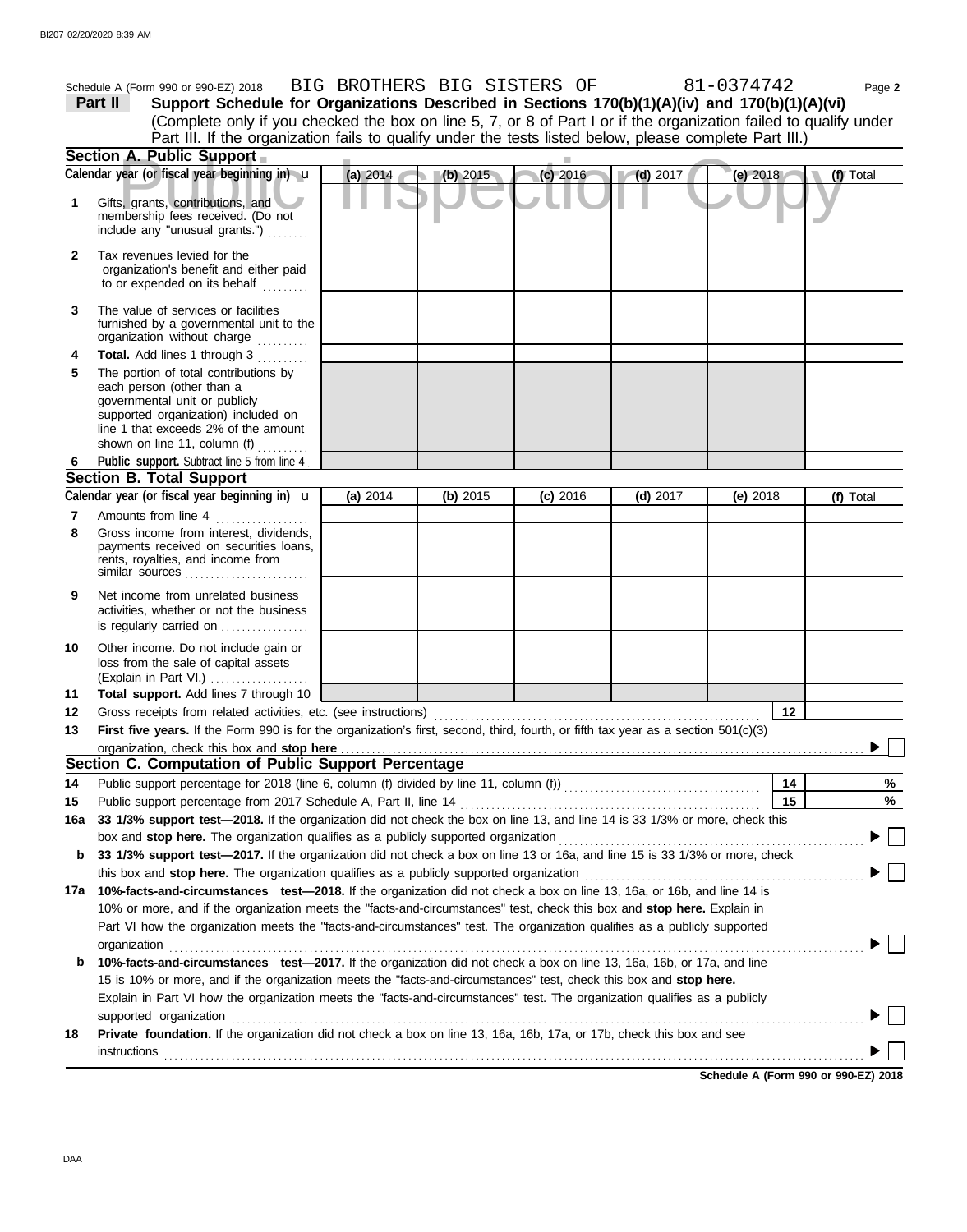Schedule A (Form 990 or 990-EZ) 2018 BIG BROTHERS BIG SISTERS OF 81-0374742 Page **2**

**Part II** **Support Schedule for Organizations Described in Sections 170(b)(1)(A)(iv) and 170(b)(1)(A)(vi)**
(Complete only if you checked the box on line 5, 7, or 8 of Part I or if the organization failed to qualify under Part III. If the organization fails to qualify under the tests listed below, please complete Part III.)

Public Inspection Copy

**Section A. Public Support**

| | Calendar year (or fiscal year beginning in) u | (a) 2014 | (b) 2015 | (c) 2016 | (d) 2017 | (e) 2018 | (f) Total |
|---|---|---|---|---|---|---|---|
| 1 | Gifts, grants, contributions, and membership fees received. (Do not include any "unusual grants.") | | | | | | |
| 2 | Tax revenues levied for the organization's benefit and either paid to or expended on its behalf | | | | | | |
| 3 | The value of services or facilities furnished by a governmental unit to the organization without charge | | | | | | |
| 4 | **Total.** Add lines 1 through 3 | | | | | | |
| 5 | The portion of total contributions by each person (other than a governmental unit or publicly supported organization) included on line 1 that exceeds 2% of the amount shown on line 11, column (f) | | | | | | |
| 6 | **Public support.** Subtract line 5 from line 4 | | | | | | |

**Section B. Total Support**

| | Calendar year (or fiscal year beginning in) u | (a) 2014 | (b) 2015 | (c) 2016 | (d) 2017 | (e) 2018 | (f) Total |
|---|---|---|---|---|---|---|---|
| 7 | Amounts from line 4 | | | | | | |
| 8 | Gross income from interest, dividends, payments received on securities loans, rents, royalties, and income from similar sources | | | | | | |
| 9 | Net income from unrelated business activities, whether or not the business is regularly carried on | | | | | | |
| 10 | Other income. Do not include gain or loss from the sale of capital assets (Explain in Part VI.) | | | | | | |
| 11 | **Total support.** Add lines 7 through 10 | | | | | | |

12 Gross receipts from related activities, etc. (see instructions) **12**

13 **First five years.** If the Form 990 is for the organization's first, second, third, fourth, or fifth tax year as a section 501(c)(3) organization, check this box and **stop here** ▶ ☐

**Section C. Computation of Public Support Percentage**

14 Public support percentage for 2018 (line 6, column (f) divided by line 11, column (f)) **14** %

15 Public support percentage from 2017 Schedule A, Part II, line 14 **15** %

**16a** **33 1/3% support test—2018.** If the organization did not check the box on line 13, and line 14 is 33 1/3% or more, check this box and **stop here.** The organization qualifies as a publicly supported organization ▶ ☐

**b** **33 1/3% support test—2017.** If the organization did not check a box on line 13 or 16a, and line 15 is 33 1/3% or more, check this box and **stop here.** The organization qualifies as a publicly supported organization ▶ ☐

**17a** **10%-facts-and-circumstances test—2018.** If the organization did not check a box on line 13, 16a, or 16b, and line 14 is 10% or more, and if the organization meets the "facts-and-circumstances" test, check this box and **stop here.** Explain in Part VI how the organization meets the "facts-and-circumstances" test. The organization qualifies as a publicly supported organization ▶ ☐

**b** **10%-facts-and-circumstances test—2017.** If the organization did not check a box on line 13, 16a, 16b, or 17a, and line 15 is 10% or more, and if the organization meets the "facts-and-circumstances" test, check this box and **stop here.** Explain in Part VI how the organization meets the "facts-and-circumstances" test. The organization qualifies as a publicly supported organization ▶ ☐

**18** **Private foundation.** If the organization did not check a box on line 13, 16a, 16b, 17a, or 17b, check this box and see instructions ▶ ☐

**Schedule A (Form 990 or 990-EZ) 2018**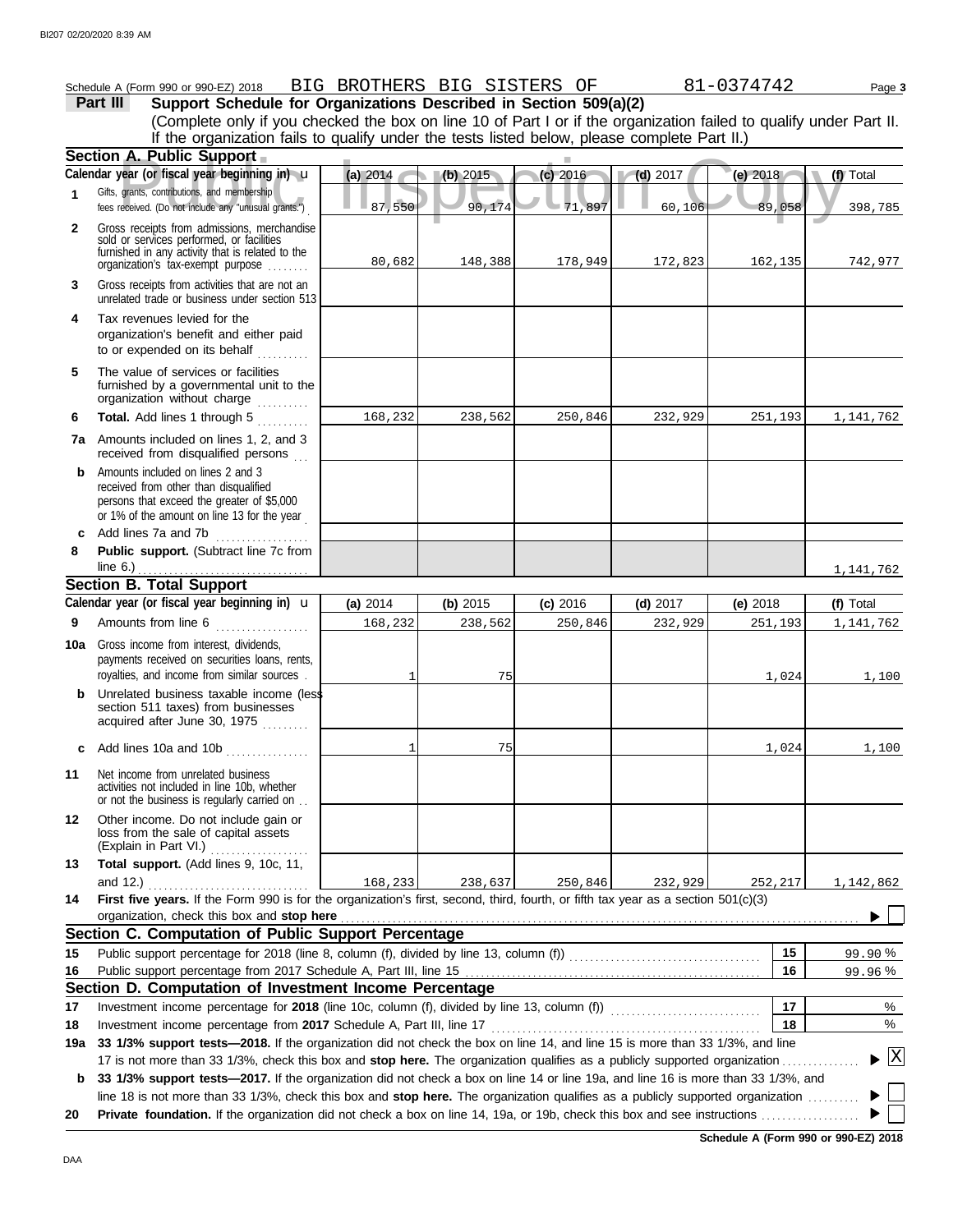Schedule A (Form 990 or 990-EZ) 2018 BIG BROTHERS BIG SISTERS OF 81-0374742 Page **3**

**Part III** **Support Schedule for Organizations Described in Section 509(a)(2)**

(Complete only if you checked the box on line 10 of Part I or if the organization failed to qualify under Part II. If the organization fails to qualify under the tests listed below, please complete Part II.)

## Section A. Public Support

| Calendar year (or fiscal year beginning in) | (a) 2014 | (b) 2015 | (c) 2016 | (d) 2017 | (e) 2018 | (f) Total |
|---|---|---|---|---|---|---|
| **1** Gifts, grants, contributions, and membership fees received. (Do not include any "unusual grants.") | 87,550 | 90,174 | 71,897 | 60,106 | 89,058 | 398,785 |
| **2** Gross receipts from admissions, merchandise sold or services performed, or facilities furnished in any activity that is related to the organization's tax-exempt purpose | 80,682 | 148,388 | 178,949 | 172,823 | 162,135 | 742,977 |
| **3** Gross receipts from activities that are not an unrelated trade or business under section 513 | | | | | | |
| **4** Tax revenues levied for the organization's benefit and either paid to or expended on its behalf | | | | | | |
| **5** The value of services or facilities furnished by a governmental unit to the organization without charge | | | | | | |
| **6** **Total.** Add lines 1 through 5 | 168,232 | 238,562 | 250,846 | 232,929 | 251,193 | 1,141,762 |
| **7a** Amounts included on lines 1, 2, and 3 received from disqualified persons | | | | | | |
| **b** Amounts included on lines 2 and 3 received from other than disqualified persons that exceed the greater of $5,000 or 1% of the amount on line 13 for the year | | | | | | |
| **c** Add lines 7a and 7b | | | | | | |
| **8** **Public support.** (Subtract line 7c from line 6.) | | | | | | 1,141,762 |

## Section B. Total Support

| Calendar year (or fiscal year beginning in) | (a) 2014 | (b) 2015 | (c) 2016 | (d) 2017 | (e) 2018 | (f) Total |
|---|---|---|---|---|---|---|
| **9** Amounts from line 6 | 168,232 | 238,562 | 250,846 | 232,929 | 251,193 | 1,141,762 |
| **10a** Gross income from interest, dividends, payments received on securities loans, rents, royalties, and income from similar sources | 1 | 75 | | | 1,024 | 1,100 |
| **b** Unrelated business taxable income (less section 511 taxes) from businesses acquired after June 30, 1975 | | | | | | |
| **c** Add lines 10a and 10b | 1 | 75 | | | 1,024 | 1,100 |
| **11** Net income from unrelated business activities not included in line 10b, whether or not the business is regularly carried on | | | | | | |
| **12** Other income. Do not include gain or loss from the sale of capital assets (Explain in Part VI.) | | | | | | |
| **13** **Total support.** (Add lines 9, 10c, 11, and 12.) | 168,233 | 238,637 | 250,846 | 232,929 | 252,217 | 1,142,862 |

**14** **First five years.** If the Form 990 is for the organization's first, second, third, fourth, or fifth tax year as a section 501(c)(3) organization, check this box and **stop here** ☐

## Section C. Computation of Public Support Percentage

| | | | |
|---|---|---|---|
| **15** | Public support percentage for 2018 (line 8, column (f), divided by line 13, column (f)) | 15 | 99.90 % |
| **16** | Public support percentage from 2017 Schedule A, Part III, line 15 | 16 | 99.96 % |

## Section D. Computation of Investment Income Percentage

| | | | |
|---|---|---|---|
| **17** | Investment income percentage for **2018** (line 10c, column (f), divided by line 13, column (f)) | 17 | % |
| **18** | Investment income percentage from **2017** Schedule A, Part III, line 17 | 18 | % |

**19a** **33 1/3% support tests—2018.** If the organization did not check the box on line 14, and line 15 is more than 33 1/3%, and line 17 is not more than 33 1/3%, check this box and **stop here.** The organization qualifies as a publicly supported organization ☒

**b** **33 1/3% support tests—2017.** If the organization did not check a box on line 14 or line 19a, and line 16 is more than 33 1/3%, and line 18 is not more than 33 1/3%, check this box and **stop here.** The organization qualifies as a publicly supported organization ☐

**20** **Private foundation.** If the organization did not check a box on line 14, 19a, or 19b, check this box and see instructions ☐

**Schedule A (Form 990 or 990-EZ) 2018**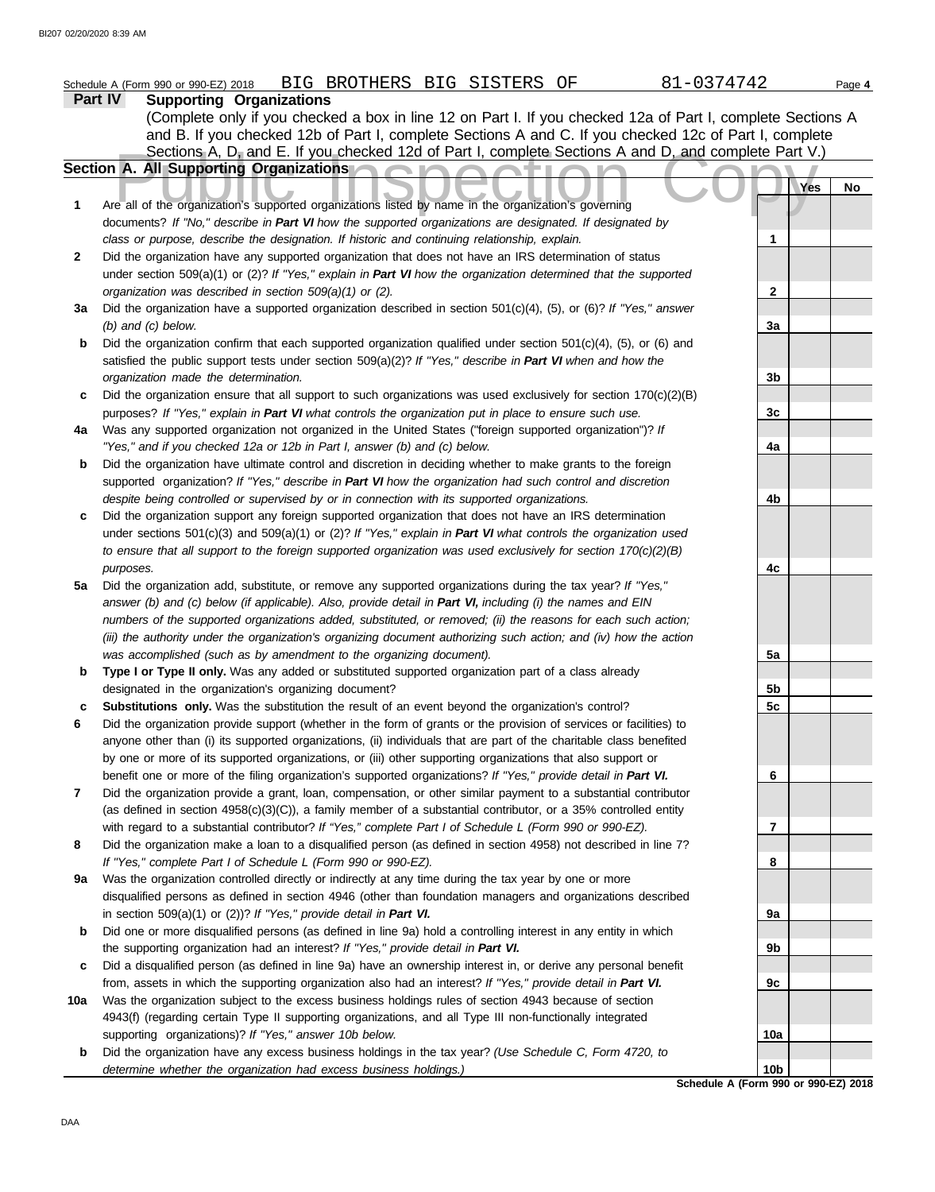Schedule A (Form 990 or 990-EZ) 2018 BIG BROTHERS BIG SISTERS OF 81-0374742 Page **4**

**Part IV Supporting Organizations**

(Complete only if you checked a box in line 12 on Part I. If you checked 12a of Part I, complete Sections A and B. If you checked 12b of Part I, complete Sections A and C. If you checked 12c of Part I, complete Sections A, D, and E. If you checked 12d of Part I, complete Sections A and D, and complete Part V.)

**Section A. All Supporting Organizations**

| | | | Yes | No |
|---|---|---|---|---|
| **1** | Are all of the organization's supported organizations listed by name in the organization's governing documents? *If "No," describe in **Part VI** how the supported organizations are designated. If designated by class or purpose, describe the designation. If historic and continuing relationship, explain.* | **1** | | |
| **2** | Did the organization have any supported organization that does not have an IRS determination of status under section 509(a)(1) or (2)? *If "Yes," explain in **Part VI** how the organization determined that the supported organization was described in section 509(a)(1) or (2).* | **2** | | |
| **3a** | Did the organization have a supported organization described in section 501(c)(4), (5), or (6)? *If "Yes," answer (b) and (c) below.* | **3a** | | |
| **b** | Did the organization confirm that each supported organization qualified under section 501(c)(4), (5), or (6) and satisfied the public support tests under section 509(a)(2)? *If "Yes," describe in **Part VI** when and how the organization made the determination.* | **3b** | | |
| **c** | Did the organization ensure that all support to such organizations was used exclusively for section 170(c)(2)(B) purposes? *If "Yes," explain in **Part VI** what controls the organization put in place to ensure such use.* | **3c** | | |
| **4a** | Was any supported organization not organized in the United States ("foreign supported organization")? *If "Yes," and if you checked 12a or 12b in Part I, answer (b) and (c) below.* | **4a** | | |
| **b** | Did the organization have ultimate control and discretion in deciding whether to make grants to the foreign supported organization? *If "Yes," describe in **Part VI** how the organization had such control and discretion despite being controlled or supervised by or in connection with its supported organizations.* | **4b** | | |
| **c** | Did the organization support any foreign supported organization that does not have an IRS determination under sections 501(c)(3) and 509(a)(1) or (2)? *If "Yes," explain in **Part VI** what controls the organization used to ensure that all support to the foreign supported organization was used exclusively for section 170(c)(2)(B) purposes.* | **4c** | | |
| **5a** | Did the organization add, substitute, or remove any supported organizations during the tax year? *If "Yes," answer (b) and (c) below (if applicable). Also, provide detail in **Part VI,** including (i) the names and EIN numbers of the supported organizations added, substituted, or removed; (ii) the reasons for each such action; (iii) the authority under the organization's organizing document authorizing such action; and (iv) how the action was accomplished (such as by amendment to the organizing document).* | **5a** | | |
| **b** | **Type I or Type II only.** Was any added or substituted supported organization part of a class already designated in the organization's organizing document? | **5b** | | |
| **c** | **Substitutions only.** Was the substitution the result of an event beyond the organization's control? | **5c** | | |
| **6** | Did the organization provide support (whether in the form of grants or the provision of services or facilities) to anyone other than (i) its supported organizations, (ii) individuals that are part of the charitable class benefited by one or more of its supported organizations, or (iii) other supporting organizations that also support or benefit one or more of the filing organization's supported organizations? *If "Yes," provide detail in **Part VI.*** | **6** | | |
| **7** | Did the organization provide a grant, loan, compensation, or other similar payment to a substantial contributor (as defined in section 4958(c)(3)(C)), a family member of a substantial contributor, or a 35% controlled entity with regard to a substantial contributor? *If "Yes," complete Part I of Schedule L (Form 990 or 990-EZ).* | **7** | | |
| **8** | Did the organization make a loan to a disqualified person (as defined in section 4958) not described in line 7? *If "Yes," complete Part I of Schedule L (Form 990 or 990-EZ).* | **8** | | |
| **9a** | Was the organization controlled directly or indirectly at any time during the tax year by one or more disqualified persons as defined in section 4946 (other than foundation managers and organizations described in section 509(a)(1) or (2))? *If "Yes," provide detail in **Part VI.*** | **9a** | | |
| **b** | Did one or more disqualified persons (as defined in line 9a) hold a controlling interest in any entity in which the supporting organization had an interest? *If "Yes," provide detail in **Part VI.*** | **9b** | | |
| **c** | Did a disqualified person (as defined in line 9a) have an ownership interest in, or derive any personal benefit from, assets in which the supporting organization also had an interest? *If "Yes," provide detail in **Part VI.*** | **9c** | | |
| **10a** | Was the organization subject to the excess business holdings rules of section 4943 because of section 4943(f) (regarding certain Type II supporting organizations, and all Type III non-functionally integrated supporting organizations)? *If "Yes," answer 10b below.* | **10a** | | |
| **b** | Did the organization have any excess business holdings in the tax year? *(Use Schedule C, Form 4720, to determine whether the organization had excess business holdings.)* | **10b** | | |

**Schedule A (Form 990 or 990-EZ) 2018**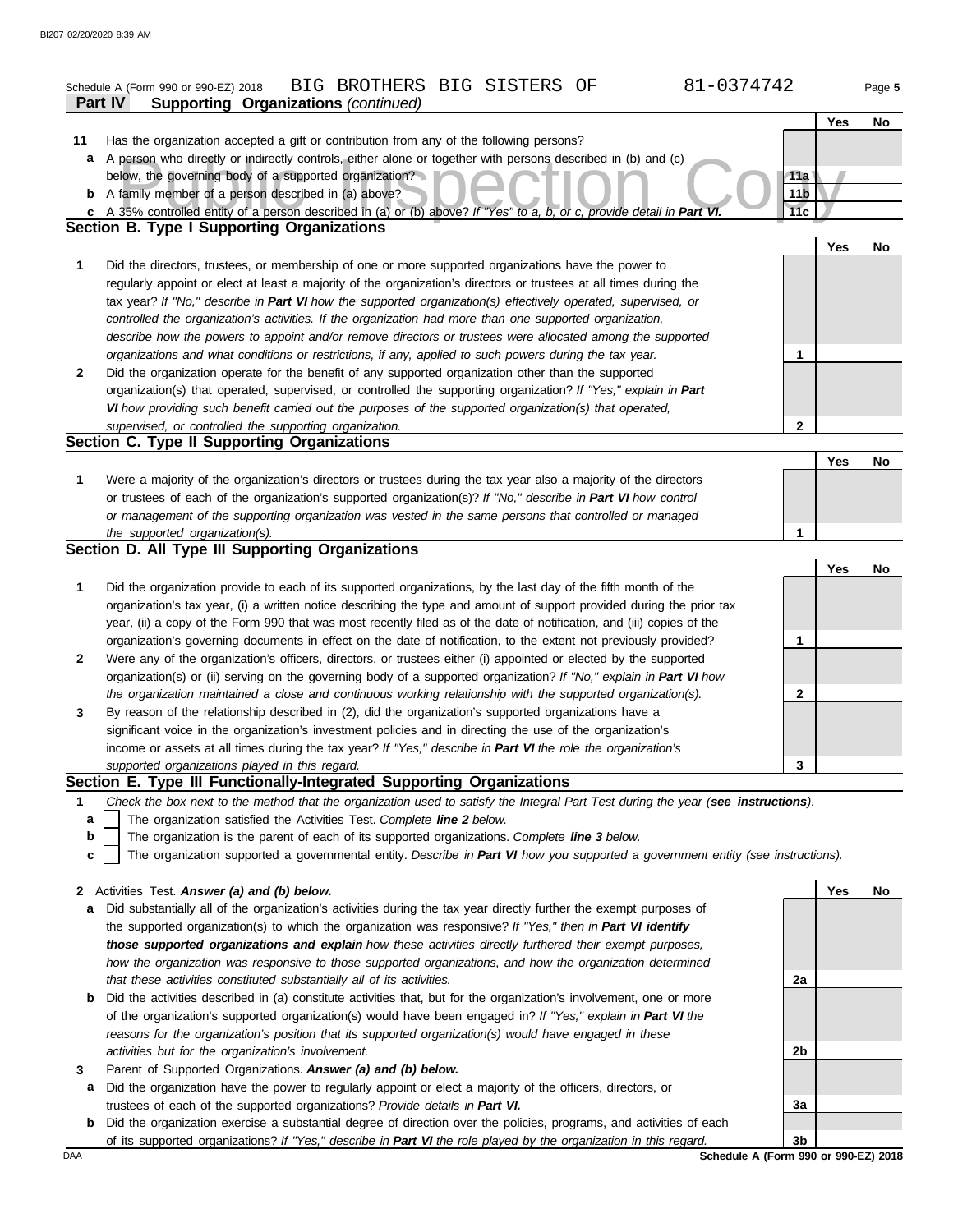Schedule A (Form 990 or 990-EZ) 2018 BIG BROTHERS BIG SISTERS OF 81-0374742 Page 5

**Part IV Supporting Organizations** *(continued)*

| | | | Yes | No |
|---|---|---|---|---|
| **11** | Has the organization accepted a gift or contribution from any of the following persons? | | | |
| **a** | A person who directly or indirectly controls, either alone or together with persons described in (b) and (c) below, the governing body of a supported organization? | 11a | | |
| **b** | A family member of a person described in (a) above? | 11b | | |
| **c** | A 35% controlled entity of a person described in (a) or (b) above? *If "Yes" to a, b, or c, provide detail in* ***Part VI.*** | 11c | | |

**Section B. Type I Supporting Organizations**

| | | | Yes | No |
|---|---|---|---|---|
| **1** | Did the directors, trustees, or membership of one or more supported organizations have the power to regularly appoint or elect at least a majority of the organization's directors or trustees at all times during the tax year? *If "No," describe in* ***Part VI*** *how the supported organization(s) effectively operated, supervised, or controlled the organization's activities. If the organization had more than one supported organization, describe how the powers to appoint and/or remove directors or trustees were allocated among the supported organizations and what conditions or restrictions, if any, applied to such powers during the tax year.* | 1 | | |
| **2** | Did the organization operate for the benefit of any supported organization other than the supported organization(s) that operated, supervised, or controlled the supporting organization? *If "Yes," explain in* ***Part VI*** *how providing such benefit carried out the purposes of the supported organization(s) that operated, supervised, or controlled the supporting organization.* | 2 | | |

**Section C. Type II Supporting Organizations**

| | | | Yes | No |
|---|---|---|---|---|
| **1** | Were a majority of the organization's directors or trustees during the tax year also a majority of the directors or trustees of each of the organization's supported organization(s)? *If "No," describe in* ***Part VI*** *how control or management of the supporting organization was vested in the same persons that controlled or managed the supported organization(s).* | 1 | | |

**Section D. All Type III Supporting Organizations**

| | | | Yes | No |
|---|---|---|---|---|
| **1** | Did the organization provide to each of its supported organizations, by the last day of the fifth month of the organization's tax year, (i) a written notice describing the type and amount of support provided during the prior tax year, (ii) a copy of the Form 990 that was most recently filed as of the date of notification, and (iii) copies of the organization's governing documents in effect on the date of notification, to the extent not previously provided? | 1 | | |
| **2** | Were any of the organization's officers, directors, or trustees either (i) appointed or elected by the supported organization(s) or (ii) serving on the governing body of a supported organization? *If "No," explain in* ***Part VI*** *how the organization maintained a close and continuous working relationship with the supported organization(s).* | 2 | | |
| **3** | By reason of the relationship described in (2), did the organization's supported organizations have a significant voice in the organization's investment policies and in directing the use of the organization's income or assets at all times during the tax year? *If "Yes," describe in* ***Part VI*** *the role the organization's supported organizations played in this regard.* | 3 | | |

**Section E. Type III Functionally-Integrated Supporting Organizations**

**1** *Check the box next to the method that the organization used to satisfy the Integral Part Test during the year (****see instructions****).*

- **a** ☐ The organization satisfied the Activities Test. *Complete* ***line 2*** *below.*
- **b** ☐ The organization is the parent of each of its supported organizations. *Complete* ***line 3*** *below.*
- **c** ☐ The organization supported a governmental entity. *Describe in* ***Part VI*** *how you supported a government entity (see instructions).*

| | | | Yes | No |
|---|---|---|---|---|
| **2** | Activities Test. ***Answer (a) and (b) below.*** | | | |
| **a** | Did substantially all of the organization's activities during the tax year directly further the exempt purposes of the supported organization(s) to which the organization was responsive? *If "Yes," then in* ***Part VI identify those supported organizations and explain*** *how these activities directly furthered their exempt purposes, how the organization was responsive to those supported organizations, and how the organization determined that these activities constituted substantially all of its activities.* | 2a | | |
| **b** | Did the activities described in (a) constitute activities that, but for the organization's involvement, one or more of the organization's supported organization(s) would have been engaged in? *If "Yes," explain in* ***Part VI*** *the reasons for the organization's position that its supported organization(s) would have engaged in these activities but for the organization's involvement.* | 2b | | |
| **3** | Parent of Supported Organizations. ***Answer (a) and (b) below.*** | | | |
| **a** | Did the organization have the power to regularly appoint or elect a majority of the officers, directors, or trustees of each of the supported organizations? *Provide details in* ***Part VI.*** | 3a | | |
| **b** | Did the organization exercise a substantial degree of direction over the policies, programs, and activities of each of its supported organizations? *If "Yes," describe in* ***Part VI*** *the role played by the organization in this regard.* | 3b | | |

DAA **Schedule A (Form 990 or 990-EZ) 2018**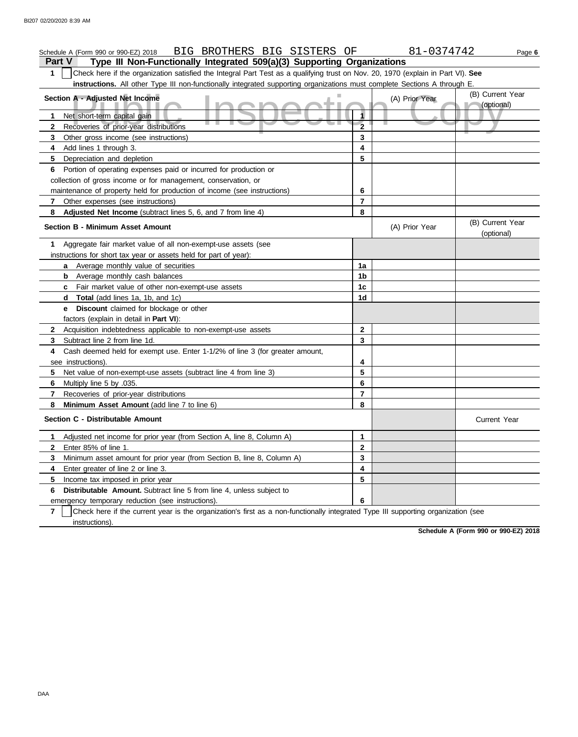Schedule A (Form 990 or 990-EZ) 2018 BIG BROTHERS BIG SISTERS OF 81-0374742 Page **6**

## Part V Type III Non-Functionally Integrated 509(a)(3) Supporting Organizations

**1** ☐ Check here if the organization satisfied the Integral Part Test as a qualifying trust on Nov. 20, 1970 (explain in Part VI). **See instructions.** All other Type III non-functionally integrated supporting organizations must complete Sections A through E.

| Section A - Adjusted Net Income | | (A) Prior Year | (B) Current Year (optional) |
|---|---|---|---|
| **1** Net short-term capital gain | 1 | | |
| **2** Recoveries of prior-year distributions | 2 | | |
| **3** Other gross income (see instructions) | 3 | | |
| **4** Add lines 1 through 3. | 4 | | |
| **5** Depreciation and depletion | 5 | | |
| **6** Portion of operating expenses paid or incurred for production or collection of gross income or for management, conservation, or maintenance of property held for production of income (see instructions) | 6 | | |
| **7** Other expenses (see instructions) | 7 | | |
| **8** **Adjusted Net Income** (subtract lines 5, 6, and 7 from line 4) | 8 | | |

| Section B - Minimum Asset Amount | | (A) Prior Year | (B) Current Year (optional) |
|---|---|---|---|
| **1** Aggregate fair market value of all non-exempt-use assets (see instructions for short tax year or assets held for part of year): | | | |
| **a** Average monthly value of securities | 1a | | |
| **b** Average monthly cash balances | 1b | | |
| **c** Fair market value of other non-exempt-use assets | 1c | | |
| **d** **Total** (add lines 1a, 1b, and 1c) | 1d | | |
| **e** **Discount** claimed for blockage or other factors (explain in detail in **Part VI**): | | | |
| **2** Acquisition indebtedness applicable to non-exempt-use assets | 2 | | |
| **3** Subtract line 2 from line 1d. | 3 | | |
| **4** Cash deemed held for exempt use. Enter 1-1/2% of line 3 (for greater amount, see instructions). | 4 | | |
| **5** Net value of non-exempt-use assets (subtract line 4 from line 3) | 5 | | |
| **6** Multiply line 5 by .035. | 6 | | |
| **7** Recoveries of prior-year distributions | 7 | | |
| **8** **Minimum Asset Amount** (add line 7 to line 6) | 8 | | |

| Section C - Distributable Amount | | | Current Year |
|---|---|---|---|
| **1** Adjusted net income for prior year (from Section A, line 8, Column A) | 1 | | |
| **2** Enter 85% of line 1. | 2 | | |
| **3** Minimum asset amount for prior year (from Section B, line 8, Column A) | 3 | | |
| **4** Enter greater of line 2 or line 3. | 4 | | |
| **5** Income tax imposed in prior year | 5 | | |
| **6** **Distributable Amount.** Subtract line 5 from line 4, unless subject to emergency temporary reduction (see instructions). | 6 | | |

**7** ☐ Check here if the current year is the organization's first as a non-functionally integrated Type III supporting organization (see instructions).

**Schedule A (Form 990 or 990-EZ) 2018**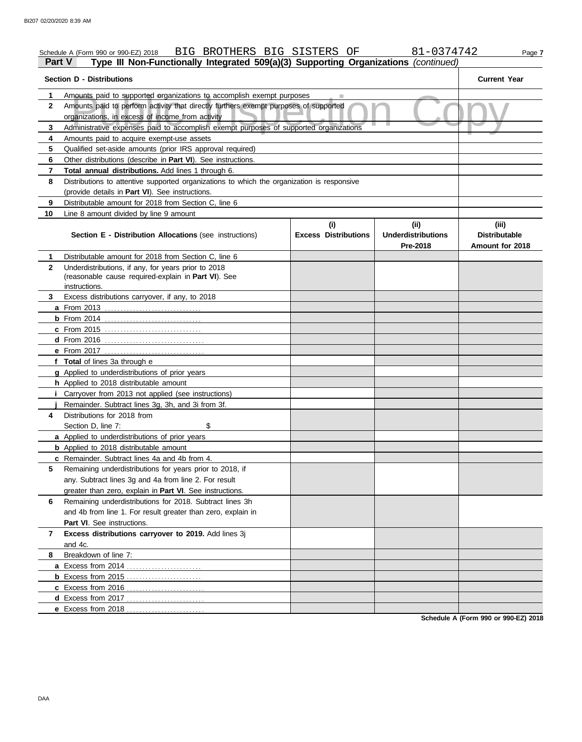Schedule A (Form 990 or 990-EZ) 2018 BIG BROTHERS BIG SISTERS OF 81-0374742

## Part V Type III Non-Functionally Integrated 509(a)(3) Supporting Organizations *(continued)*

| | Section D - Distributions | Current Year |
|---|---|---|
| 1 | Amounts paid to supported organizations to accomplish exempt purposes | |
| 2 | Amounts paid to perform activity that directly furthers exempt purposes of supported organizations, in excess of income from activity | |
| 3 | Administrative expenses paid to accomplish exempt purposes of supported organizations | |
| 4 | Amounts paid to acquire exempt-use assets | |
| 5 | Qualified set-aside amounts (prior IRS approval required) | |
| 6 | Other distributions (describe in **Part VI**). See instructions. | |
| 7 | **Total annual distributions.** Add lines 1 through 6. | |
| 8 | Distributions to attentive supported organizations to which the organization is responsive (provide details in **Part VI**). See instructions. | |
| 9 | Distributable amount for 2018 from Section C, line 6 | |
| 10 | Line 8 amount divided by line 9 amount | |

| | Section E - Distribution Allocations (see instructions) | (i) Excess Distributions | (ii) Underdistributions Pre-2018 | (iii) Distributable Amount for 2018 |
|---|---|---|---|---|
| 1 | Distributable amount for 2018 from Section C, line 6 | | | |
| 2 | Underdistributions, if any, for years prior to 2018 (reasonable cause required-explain in **Part VI**). See instructions. | | | |
| 3 | Excess distributions carryover, if any, to 2018 | | | |
| a | From 2013 | | | |
| b | From 2014 | | | |
| c | From 2015 | | | |
| d | From 2016 | | | |
| e | From 2017 | | | |
| f | **Total** of lines 3a through e | | | |
| g | Applied to underdistributions of prior years | | | |
| h | Applied to 2018 distributable amount | | | |
| i | Carryover from 2013 not applied (see instructions) | | | |
| j | Remainder. Subtract lines 3g, 3h, and 3i from 3f. | | | |
| 4 | Distributions for 2018 from Section D, line 7: $ | | | |
| a | Applied to underdistributions of prior years | | | |
| b | Applied to 2018 distributable amount | | | |
| c | Remainder. Subtract lines 4a and 4b from 4. | | | |
| 5 | Remaining underdistributions for years prior to 2018, if any. Subtract lines 3g and 4a from line 2. For result greater than zero, explain in **Part VI**. See instructions. | | | |
| 6 | Remaining underdistributions for 2018. Subtract lines 3h and 4b from line 1. For result greater than zero, explain in **Part VI**. See instructions. | | | |
| 7 | **Excess distributions carryover to 2019.** Add lines 3j and 4c. | | | |
| 8 | Breakdown of line 7: | | | |
| a | Excess from 2014 | | | |
| b | Excess from 2015 | | | |
| c | Excess from 2016 | | | |
| d | Excess from 2017 | | | |
| e | Excess from 2018 | | | |

Schedule A (Form 990 or 990-EZ) 2018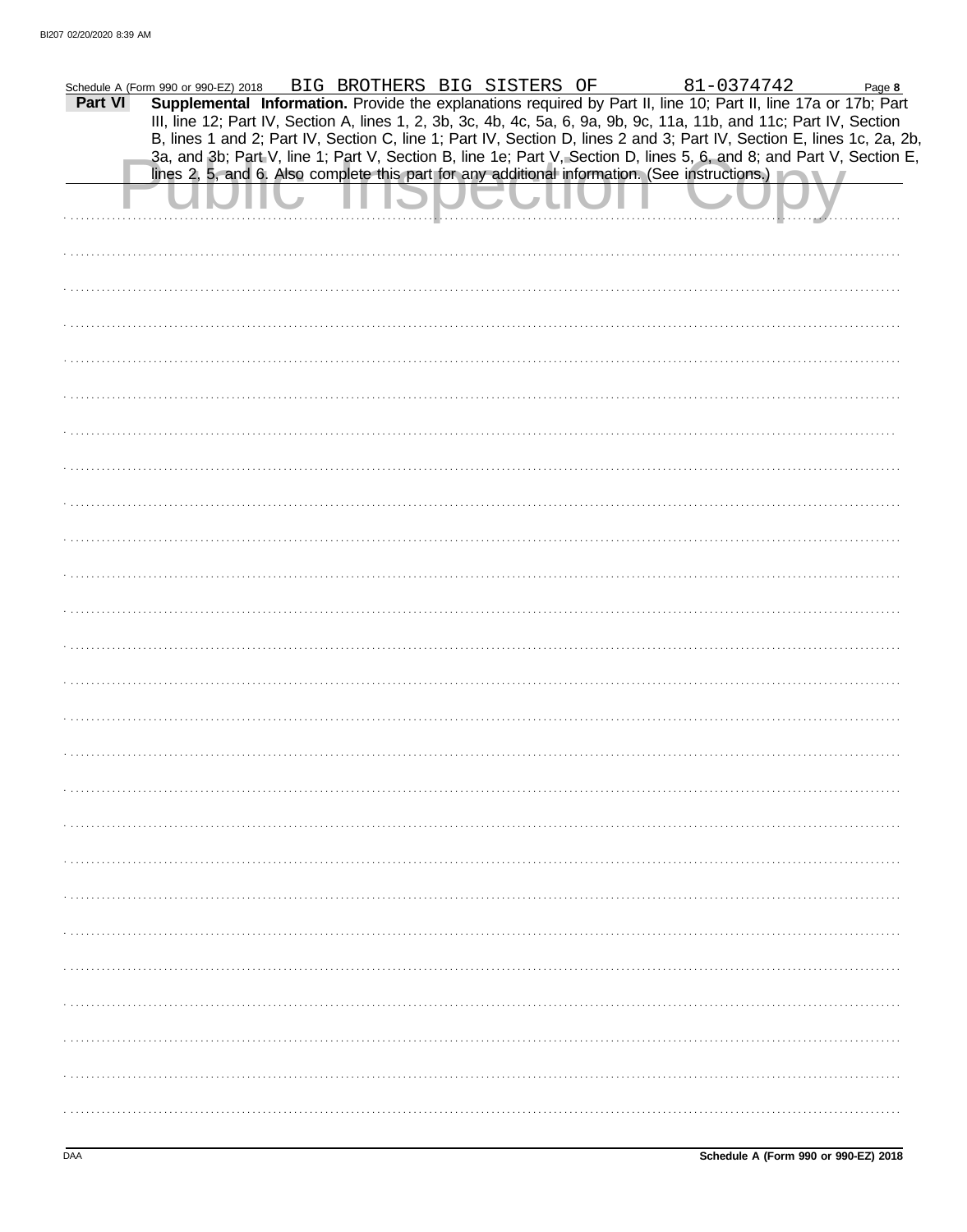Schedule A (Form 990 or 990-EZ) 2018 BIG BROTHERS BIG SISTERS OF 81-0374742 Page **8**

**Part VI** **Supplemental Information.** Provide the explanations required by Part II, line 10; Part II, line 17a or 17b; Part III, line 12; Part IV, Section A, lines 1, 2, 3b, 3c, 4b, 4c, 5a, 6, 9a, 9b, 9c, 11a, 11b, and 11c; Part IV, Section B, lines 1 and 2; Part IV, Section C, line 1; Part IV, Section D, lines 2 and 3; Part IV, Section E, lines 1c, 2a, 2b, 3a, and 3b; Part V, line 1; Part V, Section B, line 1e; Part V, Section D, lines 5, 6, and 8; and Part V, Section E, lines 2, 5, and 6. Also complete this part for any additional information. (See instructions.)

Public Inspection Copy

DAA **Schedule A (Form 990 or 990-EZ) 2018**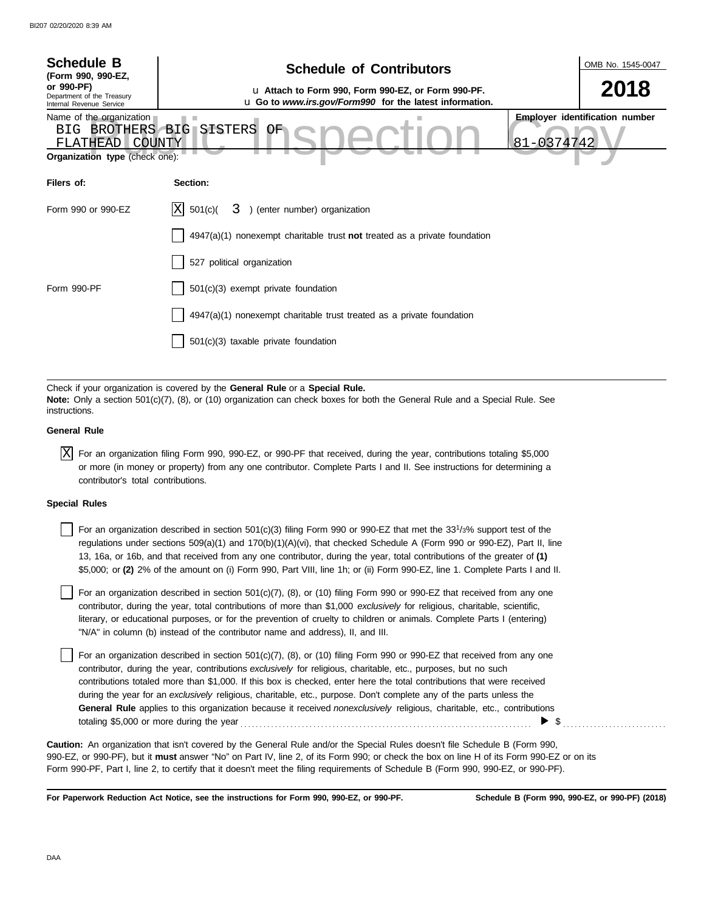**Schedule B** (Form 990, 990-EZ, or 990-PF)
Department of the Treasury
Internal Revenue Service

# Schedule of Contributors

u Attach to Form 990, Form 990-EZ, or Form 990-PF.
u Go to *www.irs.gov/Form990* for the latest information.

OMB No. 1545-0047

**2018**

Name of the organization: BIG BROTHERS BIG SISTERS OF FLATHEAD COUNTY

Employer identification number: 81-0374742

**Organization type** (check one):

| Filers of: | Section: |
|---|---|
| Form 990 or 990-EZ | [X] 501(c)( 3 ) (enter number) organization |
| | [ ] 4947(a)(1) nonexempt charitable trust **not** treated as a private foundation |
| | [ ] 527 political organization |
| Form 990-PF | [ ] 501(c)(3) exempt private foundation |
| | [ ] 4947(a)(1) nonexempt charitable trust treated as a private foundation |
| | [ ] 501(c)(3) taxable private foundation |

Check if your organization is covered by the **General Rule** or a **Special Rule.**

**Note:** Only a section 501(c)(7), (8), or (10) organization can check boxes for both the General Rule and a Special Rule. See instructions.

**General Rule**

[X] For an organization filing Form 990, 990-EZ, or 990-PF that received, during the year, contributions totaling $5,000 or more (in money or property) from any one contributor. Complete Parts I and II. See instructions for determining a contributor's total contributions.

**Special Rules**

[ ] For an organization described in section 501(c)(3) filing Form 990 or 990-EZ that met the $33^{1}/_{3}$% support test of the regulations under sections 509(a)(1) and 170(b)(1)(A)(vi), that checked Schedule A (Form 990 or 990-EZ), Part II, line 13, 16a, or 16b, and that received from any one contributor, during the year, total contributions of the greater of **(1)** $5,000; or **(2)** 2% of the amount on (i) Form 990, Part VIII, line 1h; or (ii) Form 990-EZ, line 1. Complete Parts I and II.

[ ] For an organization described in section 501(c)(7), (8), or (10) filing Form 990 or 990-EZ that received from any one contributor, during the year, total contributions of more than $1,000 *exclusively* for religious, charitable, scientific, literary, or educational purposes, or for the prevention of cruelty to children or animals. Complete Parts I (entering) "N/A" in column (b) instead of the contributor name and address), II, and III.

[ ] For an organization described in section 501(c)(7), (8), or (10) filing Form 990 or 990-EZ that received from any one contributor, during the year, contributions *exclusively* for religious, charitable, etc., purposes, but no such contributions totaled more than $1,000. If this box is checked, enter here the total contributions that were received during the year for an *exclusively* religious, charitable, etc., purpose. Don't complete any of the parts unless the **General Rule** applies to this organization because it received *nonexclusively* religious, charitable, etc., contributions totaling $5,000 or more during the year . . . . . . . . . . ▶ $ . . . . . . . . . .

**Caution:** An organization that isn't covered by the General Rule and/or the Special Rules doesn't file Schedule B (Form 990, 990-EZ, or 990-PF), but it **must** answer "No" on Part IV, line 2, of its Form 990; or check the box on line H of its Form 990-EZ or on its Form 990-PF, Part I, line 2, to certify that it doesn't meet the filing requirements of Schedule B (Form 990, 990-EZ, or 990-PF).

**For Paperwork Reduction Act Notice, see the instructions for Form 990, 990-EZ, or 990-PF.** **Schedule B (Form 990, 990-EZ, or 990-PF) (2018)**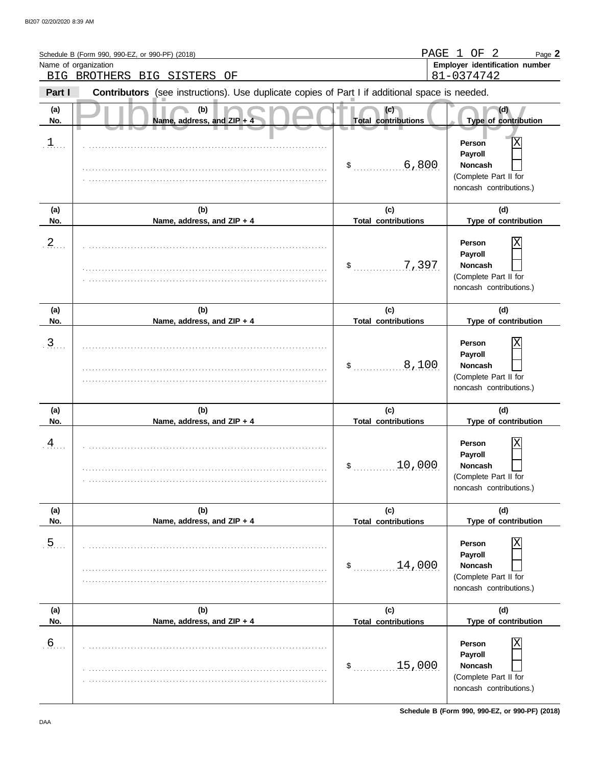Schedule B (Form 990, 990-EZ, or 990-PF) (2018) PAGE 1 OF 2 Page **2**

Name of organization: BIG BROTHERS BIG SISTERS OF

**Employer identification number**: 81-0374742

Public Inspection Copy

**Part I** **Contributors** (see instructions). Use duplicate copies of Part I if additional space is needed.

| (a) No. | (b) Name, address, and ZIP + 4 | (c) Total contributions | (d) Type of contribution |
|---|---|---|---|
| 1 | | $ 6,800 | Person [X] Payroll [ ] Noncash [ ] (Complete Part II for noncash contributions.) |
| 2 | | $ 7,397 | Person [X] Payroll [ ] Noncash [ ] (Complete Part II for noncash contributions.) |
| 3 | | $ 8,100 | Person [X] Payroll [ ] Noncash [ ] (Complete Part II for noncash contributions.) |
| 4 | | $ 10,000 | Person [X] Payroll [ ] Noncash [ ] (Complete Part II for noncash contributions.) |
| 5 | | $ 14,000 | Person [X] Payroll [ ] Noncash [ ] (Complete Part II for noncash contributions.) |
| 6 | | $ 15,000 | Person [X] Payroll [ ] Noncash [ ] (Complete Part II for noncash contributions.) |

Schedule B (Form 990, 990-EZ, or 990-PF) (2018)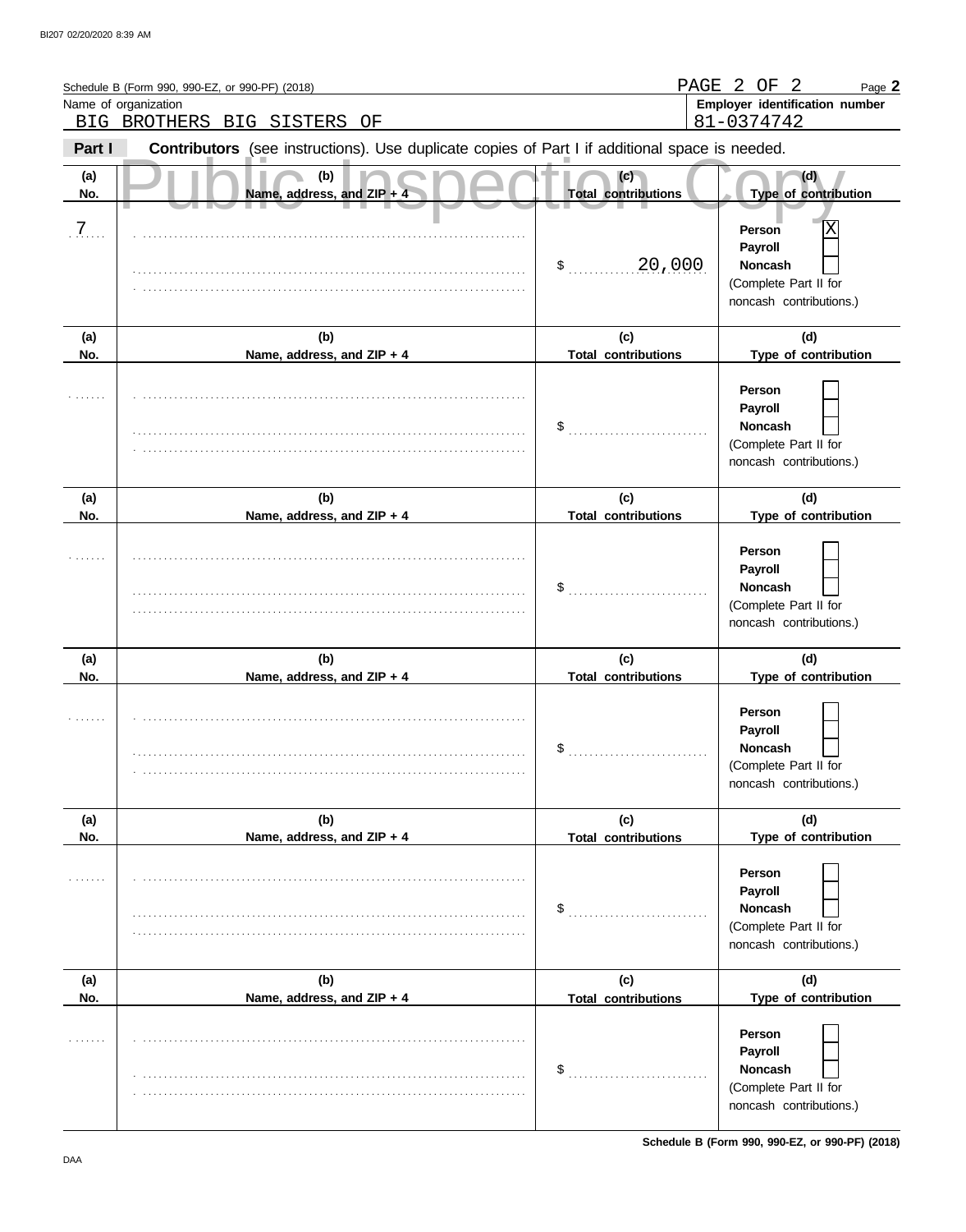Schedule B (Form 990, 990-EZ, or 990-PF) (2018)

Name of organization: BIG BROTHERS BIG SISTERS OF

Employer identification number: 81-0374742

**Part I** **Contributors** (see instructions). Use duplicate copies of Part I if additional space is needed.

Public Inspection Copy

| (a) No. | (b) Name, address, and ZIP + 4 | (c) Total contributions | (d) Type of contribution |
|---|---|---|---|
| 7 | | $ 20,000 | Person [X] Payroll [ ] Noncash [ ] (Complete Part II for noncash contributions.) |
| | | $ | Person [ ] Payroll [ ] Noncash [ ] (Complete Part II for noncash contributions.) |
| | | $ | Person [ ] Payroll [ ] Noncash [ ] (Complete Part II for noncash contributions.) |
| | | $ | Person [ ] Payroll [ ] Noncash [ ] (Complete Part II for noncash contributions.) |
| | | $ | Person [ ] Payroll [ ] Noncash [ ] (Complete Part II for noncash contributions.) |
| | | $ | Person [ ] Payroll [ ] Noncash [ ] (Complete Part II for noncash contributions.) |

Schedule B (Form 990, 990-EZ, or 990-PF) (2018)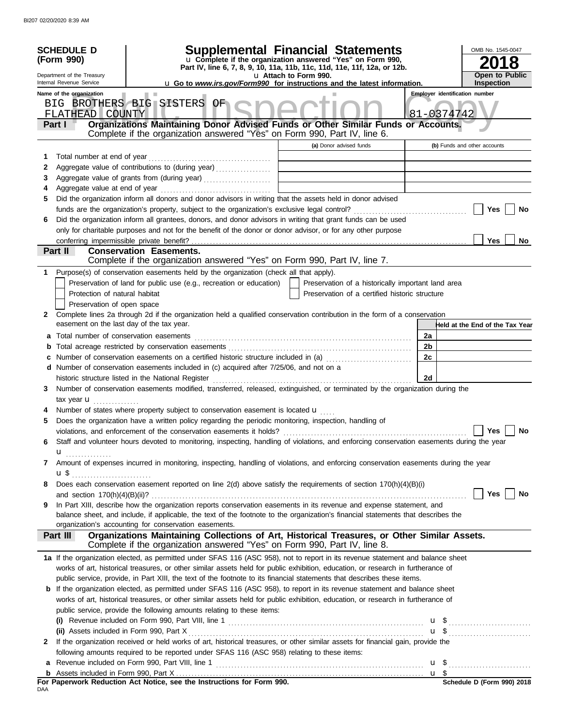**SCHEDULE D (Form 990)**

Department of the Treasury
Internal Revenue Service

# Supplemental Financial Statements

u Complete if the organization answered "Yes" on Form 990, Part IV, line 6, 7, 8, 9, 10, 11a, 11b, 11c, 11d, 11e, 11f, 12a, or 12b.
u Attach to Form 990.
u Go to *www.irs.gov/Form990* for instructions and the latest information.

OMB No. 1545-0047

**2018**

**Open to Public Inspection**

Name of the organization: BIG BROTHERS BIG SISTERS OF FLATHEAD COUNTY

Employer identification number: 81-0374742

## Part I — Organizations Maintaining Donor Advised Funds or Other Similar Funds or Accounts.
Complete if the organization answered "Yes" on Form 990, Part IV, line 6.

| | | (a) Donor advised funds | (b) Funds and other accounts |
|---|---|---|---|
| 1 | Total number at end of year | | |
| 2 | Aggregate value of contributions to (during year) | | |
| 3 | Aggregate value of grants from (during year) | | |
| 4 | Aggregate value at end of year | | |

5 Did the organization inform all donors and donor advisors in writing that the assets held in donor advised funds are the organization's property, subject to the organization's exclusive legal control? ☐ Yes ☐ No

6 Did the organization inform all grantees, donors, and donor advisors in writing that grant funds can be used only for charitable purposes and not for the benefit of the donor or donor advisor, or for any other purpose conferring impermissible private benefit? ☐ Yes ☐ No

## Part II — Conservation Easements.
Complete if the organization answered "Yes" on Form 990, Part IV, line 7.

1 Purpose(s) of conservation easements held by the organization (check all that apply).

☐ Preservation of land for public use (e.g., recreation or education)
☐ Protection of natural habitat
☐ Preservation of open space
☐ Preservation of a historically important land area
☐ Preservation of a certified historic structure

2 Complete lines 2a through 2d if the organization held a qualified conservation contribution in the form of a conservation easement on the last day of the tax year.

| | | | Held at the End of the Tax Year |
|---|---|---|---|
| a | Total number of conservation easements | 2a | |
| b | Total acreage restricted by conservation easements | 2b | |
| c | Number of conservation easements on a certified historic structure included in (a) | 2c | |
| d | Number of conservation easements included in (c) acquired after 7/25/06, and not on a historic structure listed in the National Register | 2d | |

3 Number of conservation easements modified, transferred, released, extinguished, or terminated by the organization during the tax year u

4 Number of states where property subject to conservation easement is located u

5 Does the organization have a written policy regarding the periodic monitoring, inspection, handling of violations, and enforcement of the conservation easements it holds? ☐ Yes ☐ No

6 Staff and volunteer hours devoted to monitoring, inspecting, handling of violations, and enforcing conservation easements during the year u

7 Amount of expenses incurred in monitoring, inspecting, handling of violations, and enforcing conservation easements during the year u $

8 Does each conservation easement reported on line 2(d) above satisfy the requirements of section 170(h)(4)(B)(i) and section 170(h)(4)(B)(ii)? ☐ Yes ☐ No

9 In Part XIII, describe how the organization reports conservation easements in its revenue and expense statement, and balance sheet, and include, if applicable, the text of the footnote to the organization's financial statements that describes the organization's accounting for conservation easements.

## Part III — Organizations Maintaining Collections of Art, Historical Treasures, or Other Similar Assets.
Complete if the organization answered "Yes" on Form 990, Part IV, line 8.

1a If the organization elected, as permitted under SFAS 116 (ASC 958), not to report in its revenue statement and balance sheet works of art, historical treasures, or other similar assets held for public exhibition, education, or research in furtherance of public service, provide, in Part XIII, the text of the footnote to its financial statements that describes these items.

b If the organization elected, as permitted under SFAS 116 (ASC 958), to report in its revenue statement and balance sheet works of art, historical treasures, or other similar assets held for public exhibition, education, or research in furtherance of public service, provide the following amounts relating to these items:

(i) Revenue included on Form 990, Part VIII, line 1 u $

(ii) Assets included in Form 990, Part X u $

2 If the organization received or held works of art, historical treasures, or other similar assets for financial gain, provide the following amounts required to be reported under SFAS 116 (ASC 958) relating to these items:

a Revenue included on Form 990, Part VIII, line 1 u $

b Assets included in Form 990, Part X u $

**For Paperwork Reduction Act Notice, see the Instructions for Form 990.**

Schedule D (Form 990) 2018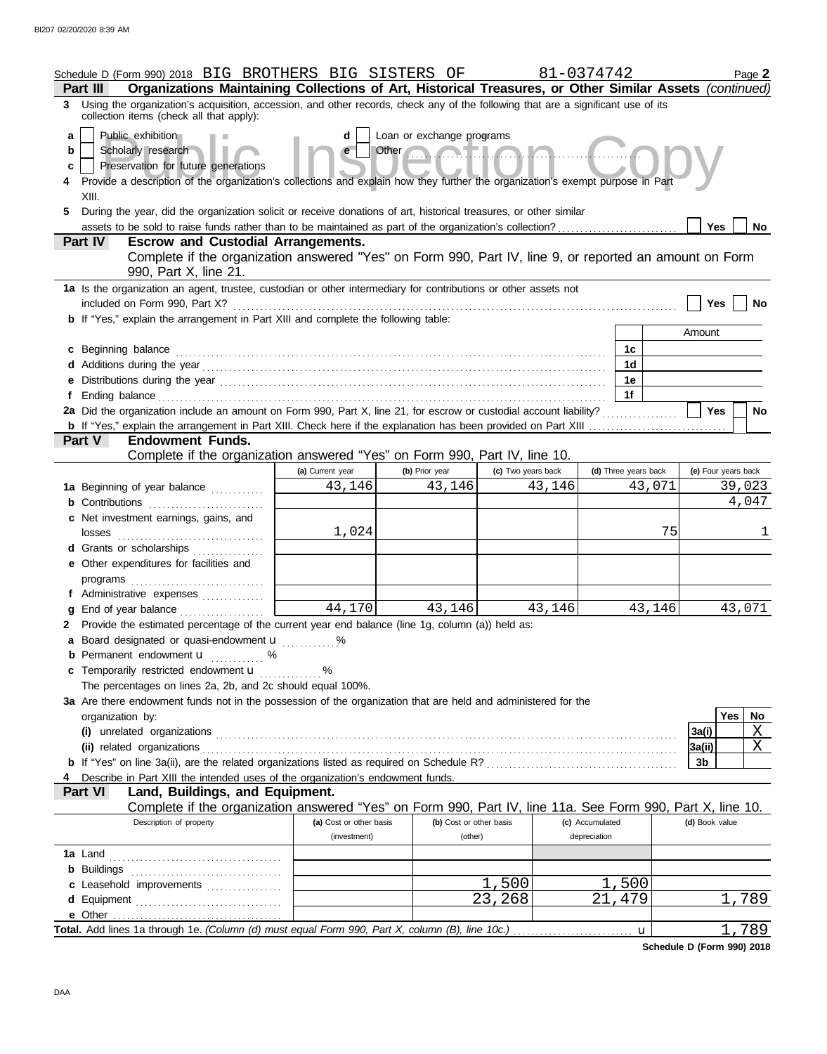Schedule D (Form 990) 2018 BIG BROTHERS BIG SISTERS OF 81-0374742 Page **2**

## Part III Organizations Maintaining Collections of Art, Historical Treasures, or Other Similar Assets *(continued)*

**3** Using the organization's acquisition, accession, and other records, check any of the following that are a significant use of its collection items (check all that apply):

- **a** ☐ Public exhibition
- **b** ☐ Scholarly research
- **c** ☐ Preservation for future generations
- **d** ☐ Loan or exchange programs
- **e** ☐ Other ..........

**4** Provide a description of the organization's collections and explain how they further the organization's exempt purpose in Part XIII.

**5** During the year, did the organization solicit or receive donations of art, historical treasures, or other similar assets to be sold to raise funds rather than to be maintained as part of the organization's collection? ☐ Yes ☐ No

## Part IV Escrow and Custodial Arrangements.

Complete if the organization answered "Yes" on Form 990, Part IV, line 9, or reported an amount on Form 990, Part X, line 21.

**1a** Is the organization an agent, trustee, custodian or other intermediary for contributions or other assets not included on Form 990, Part X? ☐ Yes ☐ No

**b** If "Yes," explain the arrangement in Part XIII and complete the following table:

| | | Amount |
|---|---|---|
| **c** Beginning balance | 1c | |
| **d** Additions during the year | 1d | |
| **e** Distributions during the year | 1e | |
| **f** Ending balance | 1f | |

**2a** Did the organization include an amount on Form 990, Part X, line 21, for escrow or custodial account liability? ☐ Yes ☐ No

**b** If "Yes," explain the arrangement in Part XIII. Check here if the explanation has been provided on Part XIII ☐

## Part V Endowment Funds.

Complete if the organization answered "Yes" on Form 990, Part IV, line 10.

| | (a) Current year | (b) Prior year | (c) Two years back | (d) Three years back | (e) Four years back |
|---|---|---|---|---|---|
| **1a** Beginning of year balance | 43,146 | 43,146 | 43,146 | 43,071 | 39,023 |
| **b** Contributions | | | | | 4,047 |
| **c** Net investment earnings, gains, and losses | 1,024 | | | 75 | 1 |
| **d** Grants or scholarships | | | | | |
| **e** Other expenditures for facilities and programs | | | | | |
| **f** Administrative expenses | | | | | |
| **g** End of year balance | 44,170 | 43,146 | 43,146 | 43,146 | 43,071 |

**2** Provide the estimated percentage of the current year end balance (line 1g, column (a)) held as:

- **a** Board designated or quasi-endowment u ..........%
- **b** Permanent endowment u .......... %
- **c** Temporarily restricted endowment u .......... %

The percentages on lines 2a, 2b, and 2c should equal 100%.

**3a** Are there endowment funds not in the possession of the organization that are held and administered for the organization by:

| | | Yes | No |
|---|---|---|---|
| **(i)** unrelated organizations | 3a(i) | | X |
| **(ii)** related organizations | 3a(ii) | | X |
| **b** If "Yes" on line 3a(ii), are the related organizations listed as required on Schedule R? | 3b | | |

**4** Describe in Part XIII the intended uses of the organization's endowment funds.

## Part VI Land, Buildings, and Equipment.

Complete if the organization answered "Yes" on Form 990, Part IV, line 11a. See Form 990, Part X, line 10.

| Description of property | (a) Cost or other basis (investment) | (b) Cost or other basis (other) | (c) Accumulated depreciation | (d) Book value |
|---|---|---|---|---|
| **1a** Land | | | | |
| **b** Buildings | | | | |
| **c** Leasehold improvements | | 1,500 | 1,500 | |
| **d** Equipment | | 23,268 | 21,479 | 1,789 |
| **e** Other | | | | |

**Total.** Add lines 1a through 1e. *(Column (d) must equal Form 990, Part X, column (B), line 10c.)* u 1,789

**Schedule D (Form 990) 2018**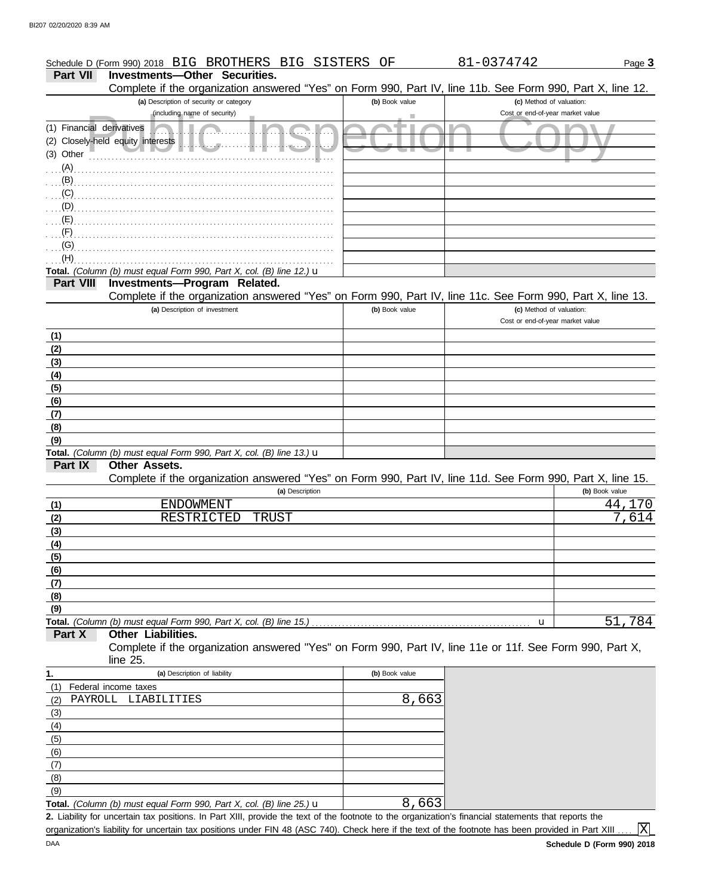Schedule D (Form 990) 2018 BIG BROTHERS BIG SISTERS OF 81-0374742 Page 3

## Part VII Investments—Other Securities.

Complete if the organization answered "Yes" on Form 990, Part IV, line 11b. See Form 990, Part X, line 12.

| (a) Description of security or category (including name of security) | (b) Book value | (c) Method of valuation: Cost or end-of-year market value |
|---|---|---|
| (1) Financial derivatives | | |
| (2) Closely-held equity interests | | |
| (3) Other | | |
| (A) | | |
| (B) | | |
| (C) | | |
| (D) | | |
| (E) | | |
| (F) | | |
| (G) | | |
| (H) | | |
| **Total.** *(Column (b) must equal Form 990, Part X, col. (B) line 12.)* u | | |

## Part VIII Investments—Program Related.

Complete if the organization answered "Yes" on Form 990, Part IV, line 11c. See Form 990, Part X, line 13.

| (a) Description of investment | (b) Book value | (c) Method of valuation: Cost or end-of-year market value |
|---|---|---|
| (1) | | |
| (2) | | |
| (3) | | |
| (4) | | |
| (5) | | |
| (6) | | |
| (7) | | |
| (8) | | |
| (9) | | |
| **Total.** *(Column (b) must equal Form 990, Part X, col. (B) line 13.)* u | | |

## Part IX Other Assets.

Complete if the organization answered "Yes" on Form 990, Part IV, line 11d. See Form 990, Part X, line 15.

| (a) Description | (b) Book value |
|---|---|
| (1) ENDOWMENT | 44,170 |
| (2) RESTRICTED TRUST | 7,614 |
| (3) | |
| (4) | |
| (5) | |
| (6) | |
| (7) | |
| (8) | |
| (9) | |
| **Total.** *(Column (b) must equal Form 990, Part X, col. (B) line 15.)* u | 51,784 |

## Part X Other Liabilities.

Complete if the organization answered "Yes" on Form 990, Part IV, line 11e or 11f. See Form 990, Part X, line 25.

| 1. (a) Description of liability | (b) Book value |
|---|---|
| (1) Federal income taxes | |
| (2) PAYROLL LIABILITIES | 8,663 |
| (3) | |
| (4) | |
| (5) | |
| (6) | |
| (7) | |
| (8) | |
| (9) | |
| **Total.** *(Column (b) must equal Form 990, Part X, col. (B) line 25.)* u | 8,663 |

**2.** Liability for uncertain tax positions. In Part XIII, provide the text of the footnote to the organization's financial statements that reports the organization's liability for uncertain tax positions under FIN 48 (ASC 740). Check here if the text of the footnote has been provided in Part XIII .... [X]

DAA **Schedule D (Form 990) 2018**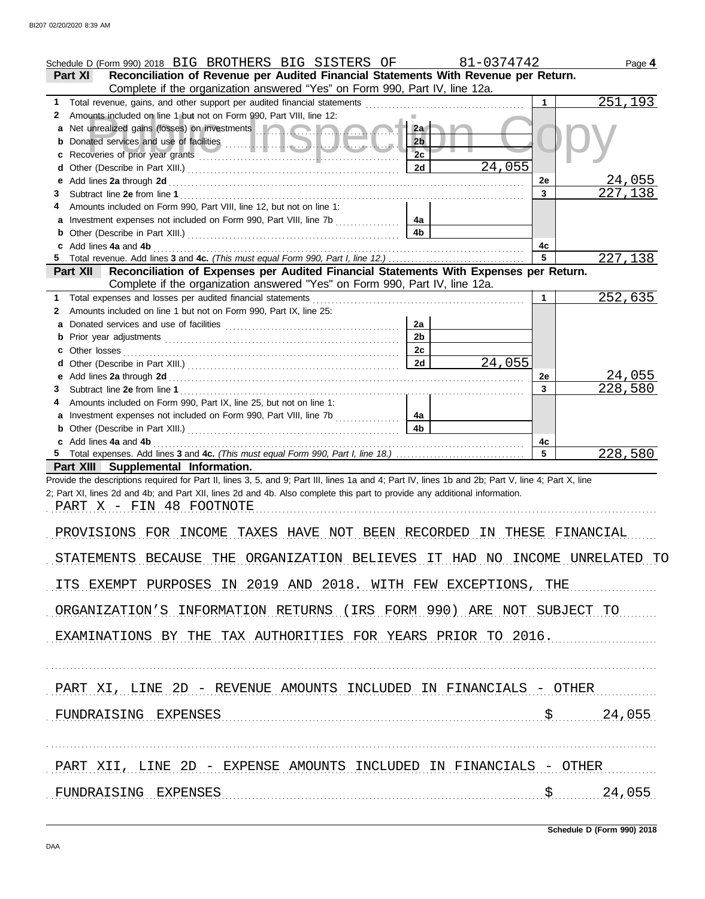Schedule D (Form 990) 2018 BIG BROTHERS BIG SISTERS OF 81-0374742 Page **4**

## Part XI Reconciliation of Revenue per Audited Financial Statements With Revenue per Return.

Complete if the organization answered "Yes" on Form 990, Part IV, line 12a.

| | | | | | |
|---|---|---|---|---|---|
| **1** | Total revenue, gains, and other support per audited financial statements | | | 1 | 251,193 |
| **2** | Amounts included on line 1 but not on Form 990, Part VIII, line 12: | | | | |
| **a** | Net unrealized gains (losses) on investments | 2a | | | |
| **b** | Donated services and use of facilities | 2b | | | |
| **c** | Recoveries of prior year grants | 2c | | | |
| **d** | Other (Describe in Part XIII.) | 2d | 24,055 | | |
| **e** | Add lines **2a** through **2d** | | | 2e | 24,055 |
| **3** | Subtract line **2e** from line **1** | | | 3 | 227,138 |
| **4** | Amounts included on Form 990, Part VIII, line 12, but not on line 1: | | | | |
| **a** | Investment expenses not included on Form 990, Part VIII, line 7b | 4a | | | |
| **b** | Other (Describe in Part XIII.) | 4b | | | |
| **c** | Add lines **4a** and **4b** | | | 4c | |
| **5** | Total revenue. Add lines **3** and **4c.** *(This must equal Form 990, Part I, line 12.)* | | | 5 | 227,138 |

## Part XII Reconciliation of Expenses per Audited Financial Statements With Expenses per Return.

Complete if the organization answered "Yes" on Form 990, Part IV, line 12a.

| | | | | | |
|---|---|---|---|---|---|
| **1** | Total expenses and losses per audited financial statements | | | 1 | 252,635 |
| **2** | Amounts included on line 1 but not on Form 990, Part IX, line 25: | | | | |
| **a** | Donated services and use of facilities | 2a | | | |
| **b** | Prior year adjustments | 2b | | | |
| **c** | Other losses | 2c | | | |
| **d** | Other (Describe in Part XIII.) | 2d | 24,055 | | |
| **e** | Add lines **2a** through **2d** | | | 2e | 24,055 |
| **3** | Subtract line **2e** from line **1** | | | 3 | 228,580 |
| **4** | Amounts included on Form 990, Part IX, line 25, but not on line 1: | | | | |
| **a** | Investment expenses not included on Form 990, Part VIII, line 7b | 4a | | | |
| **b** | Other (Describe in Part XIII.) | 4b | | | |
| **c** | Add lines **4a** and **4b** | | | 4c | |
| **5** | Total expenses. Add lines **3** and **4c.** *(This must equal Form 990, Part I, line 18.)* | | | 5 | 228,580 |

## Part XIII Supplemental Information.

Provide the descriptions required for Part II, lines 3, 5, and 9; Part III, lines 1a and 4; Part IV, lines 1b and 2b; Part V, line 4; Part X, line 2; Part XI, lines 2d and 4b; and Part XII, lines 2d and 4b. Also complete this part to provide any additional information.

PART X - FIN 48 FOOTNOTE

PROVISIONS FOR INCOME TAXES HAVE NOT BEEN RECORDED IN THESE FINANCIAL STATEMENTS BECAUSE THE ORGANIZATION BELIEVES IT HAD NO INCOME UNRELATED TO ITS EXEMPT PURPOSES IN 2019 AND 2018. WITH FEW EXCEPTIONS, THE ORGANIZATION'S INFORMATION RETURNS (IRS FORM 990) ARE NOT SUBJECT TO EXAMINATIONS BY THE TAX AUTHORITIES FOR YEARS PRIOR TO 2016.

PART XI, LINE 2D - REVENUE AMOUNTS INCLUDED IN FINANCIALS - OTHER

FUNDRAISING EXPENSES $ 24,055

PART XII, LINE 2D - EXPENSE AMOUNTS INCLUDED IN FINANCIALS - OTHER

FUNDRAISING EXPENSES $ 24,055

**Schedule D (Form 990) 2018**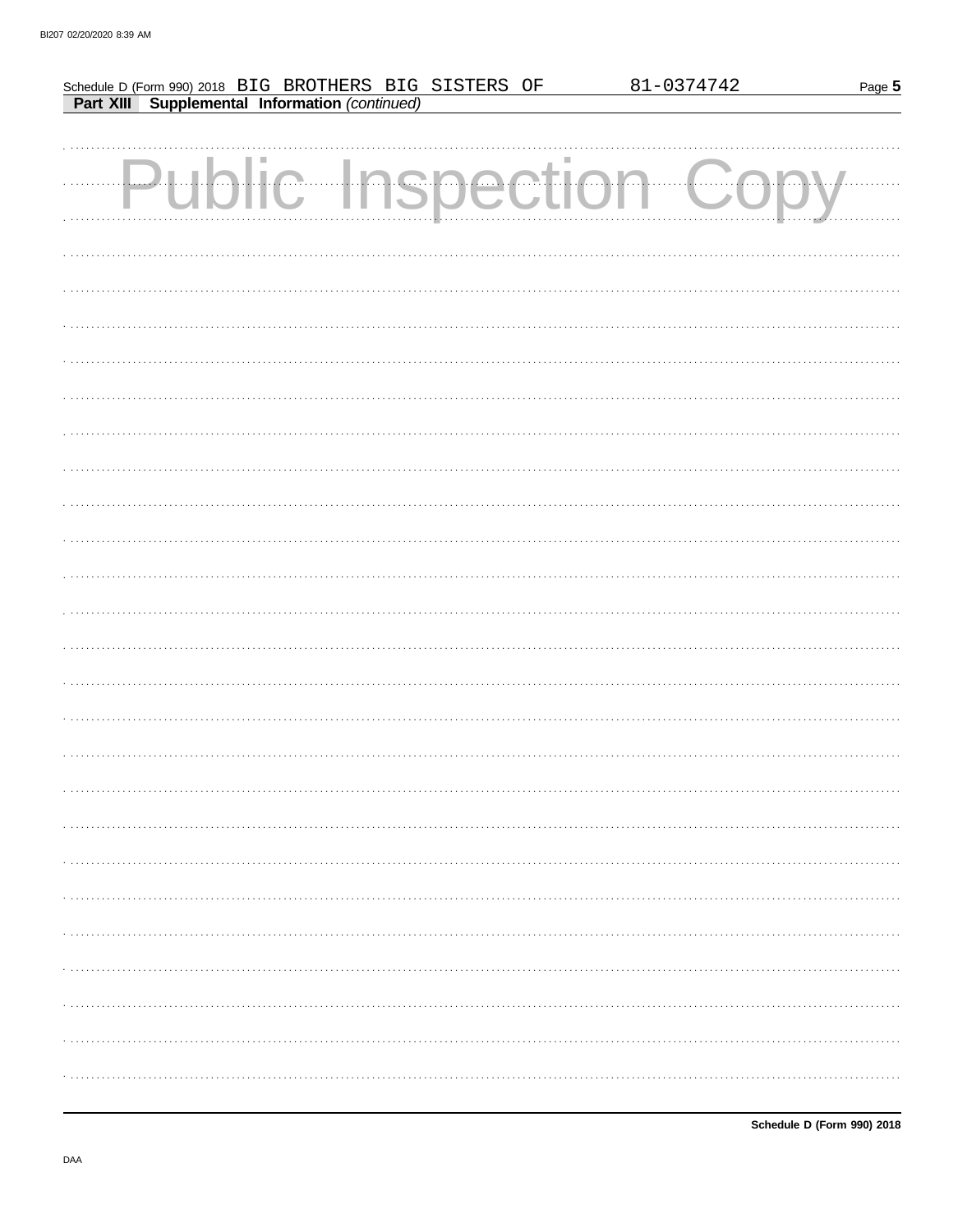Schedule D (Form 990) 2018 BIG BROTHERS BIG SISTERS OF 81-0374742

**Part XIII Supplemental Information** *(continued)*

Public Inspection Copy

**Schedule D (Form 990) 2018**

DAA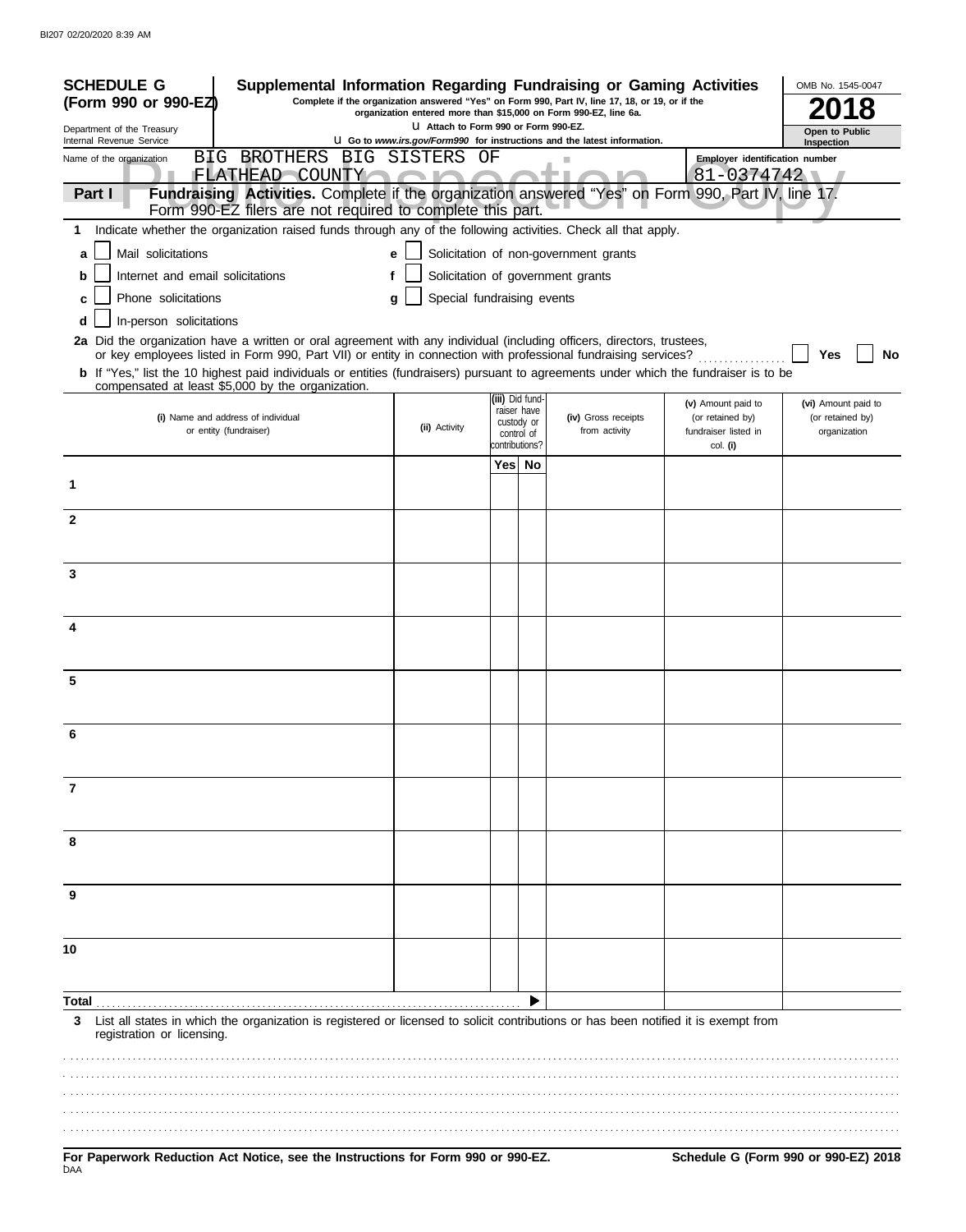**SCHEDULE G (Form 990 or 990-EZ)**

Department of the Treasury
Internal Revenue Service

# Supplemental Information Regarding Fundraising or Gaming Activities

**Complete if the organization answered "Yes" on Form 990, Part IV, line 17, 18, or 19, or if the organization entered more than $15,000 on Form 990-EZ, line 6a.**

**Attach to Form 990 or Form 990-EZ.**

**Go to *www.irs.gov/Form990* for instructions and the latest information.**

OMB No. 1545-0047

**2018**

**Open to Public Inspection**

Name of the organization: BIG BROTHERS BIG SISTERS OF FLATHEAD COUNTY

Employer identification number: 81-0374742

**Part I** **Fundraising Activities.** Complete if the organization answered "Yes" on Form 990, Part IV, line 17. Form 990-EZ filers are not required to complete this part.

**1** Indicate whether the organization raised funds through any of the following activities. Check all that apply.

- **a** ☐ Mail solicitations
- **b** ☐ Internet and email solicitations
- **c** ☐ Phone solicitations
- **d** ☐ In-person solicitations
- **e** ☐ Solicitation of non-government grants
- **f** ☐ Solicitation of government grants
- **g** ☐ Special fundraising events

**2a** Did the organization have a written or oral agreement with any individual (including officers, directors, trustees, or key employees listed in Form 990, Part VII) or entity in connection with professional fundraising services? ☐ **Yes** ☐ **No**

**b** If "Yes," list the 10 highest paid individuals or entities (fundraisers) pursuant to agreements under which the fundraiser is to be compensated at least $5,000 by the organization.

| | (i) Name and address of individual or entity (fundraiser) | (ii) Activity | (iii) Did fund-raiser have custody or control of contributions? Yes | No | (iv) Gross receipts from activity | (v) Amount paid to (or retained by) fundraiser listed in col. (i) | (vi) Amount paid to (or retained by) organization |
|---|---|---|---|---|---|---|---|
| 1 | | | | | | | |
| 2 | | | | | | | |
| 3 | | | | | | | |
| 4 | | | | | | | |
| 5 | | | | | | | |
| 6 | | | | | | | |
| 7 | | | | | | | |
| 8 | | | | | | | |
| 9 | | | | | | | |
| 10 | | | | | | | |
| **Total** | | | | | | | |

**3** List all states in which the organization is registered or licensed to solicit contributions or has been notified it is exempt from registration or licensing.

**For Paperwork Reduction Act Notice, see the Instructions for Form 990 or 990-EZ.**

**Schedule G (Form 990 or 990-EZ) 2018**

DAA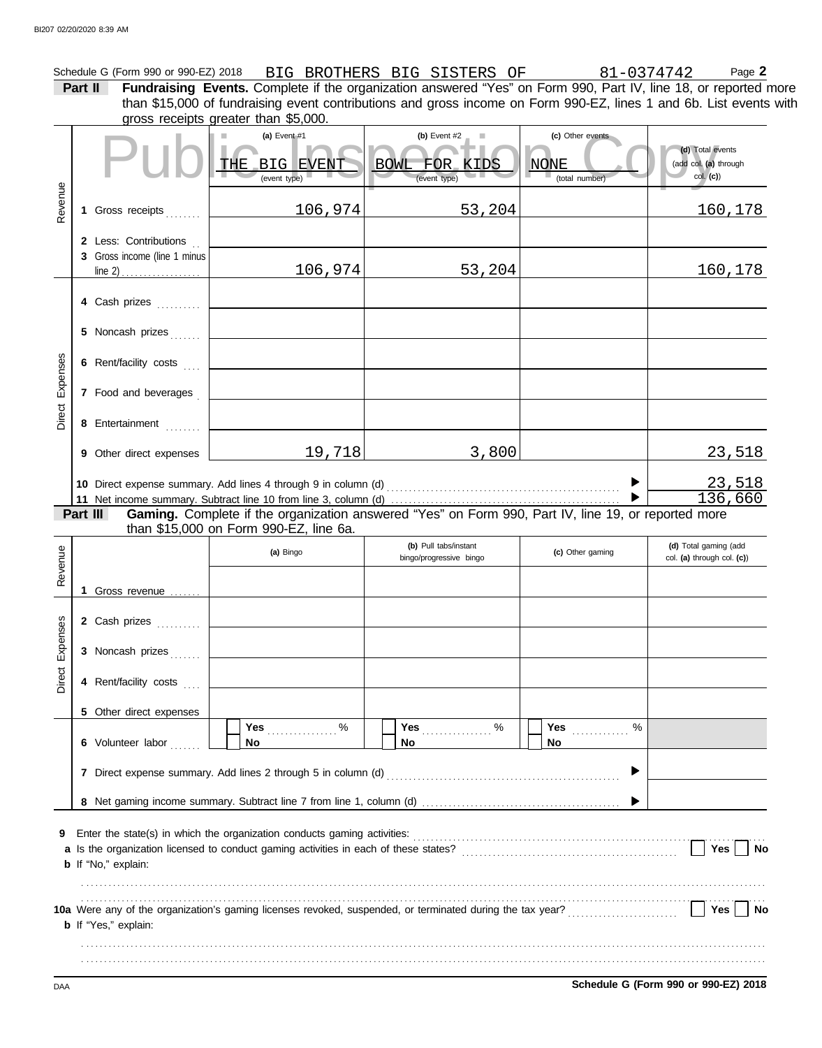Schedule G (Form 990 or 990-EZ) 2018 BIG BROTHERS BIG SISTERS OF 81-0374742 Page **2**

**Part II** **Fundraising Events.** Complete if the organization answered "Yes" on Form 990, Part IV, line 18, or reported more than $15,000 of fundraising event contributions and gross income on Form 990-EZ, lines 1 and 6b. List events with gross receipts greater than $5,000.

Public Inspection Copy

| | | (a) Event #1 | (b) Event #2 | (c) Other events | (d) Total events (add col. (a) through col. (c)) |
|---|---|---|---|---|---|
| | | THE BIG EVENT (event type) | BOWL FOR KIDS (event type) | NONE (total number) | |
| Revenue | 1 Gross receipts | 106,974 | 53,204 | | 160,178 |
| | 2 Less: Contributions | | | | |
| | 3 Gross income (line 1 minus line 2) | 106,974 | 53,204 | | 160,178 |
| Direct Expenses | 4 Cash prizes | | | | |
| | 5 Noncash prizes | | | | |
| | 6 Rent/facility costs | | | | |
| | 7 Food and beverages | | | | |
| | 8 Entertainment | | | | |
| | 9 Other direct expenses | 19,718 | 3,800 | | 23,518 |
| | 10 Direct expense summary. Add lines 4 through 9 in column (d) | | | ▶ | 23,518 |
| | 11 Net income summary. Subtract line 10 from line 3, column (d) | | | ▶ | 136,660 |

**Part III** **Gaming.** Complete if the organization answered "Yes" on Form 990, Part IV, line 19, or reported more than $15,000 on Form 990-EZ, line 6a.

| | | (a) Bingo | (b) Pull tabs/instant bingo/progressive bingo | (c) Other gaming | (d) Total gaming (add col. (a) through col. (c)) |
|---|---|---|---|---|---|
| Revenue | 1 Gross revenue | | | | |
| Direct Expenses | 2 Cash prizes | | | | |
| | 3 Noncash prizes | | | | |
| | 4 Rent/facility costs | | | | |
| | 5 Other direct expenses | | | | |
| | 6 Volunteer labor | Yes ____ % No | Yes ____ % No | Yes ____ % No | |
| | 7 Direct expense summary. Add lines 2 through 5 in column (d) | | | ▶ | |
| | 8 Net gaming income summary. Subtract line 7 from line 1, column (d) | | | ▶ | |

**9** Enter the state(s) in which the organization conducts gaming activities: ..........

**a** Is the organization licensed to conduct gaming activities in each of these states? .......... Yes No

**b** If "No," explain:

**10a** Were any of the organization's gaming licenses revoked, suspended, or terminated during the tax year? .......... Yes No

**b** If "Yes," explain:

DAA **Schedule G (Form 990 or 990-EZ) 2018**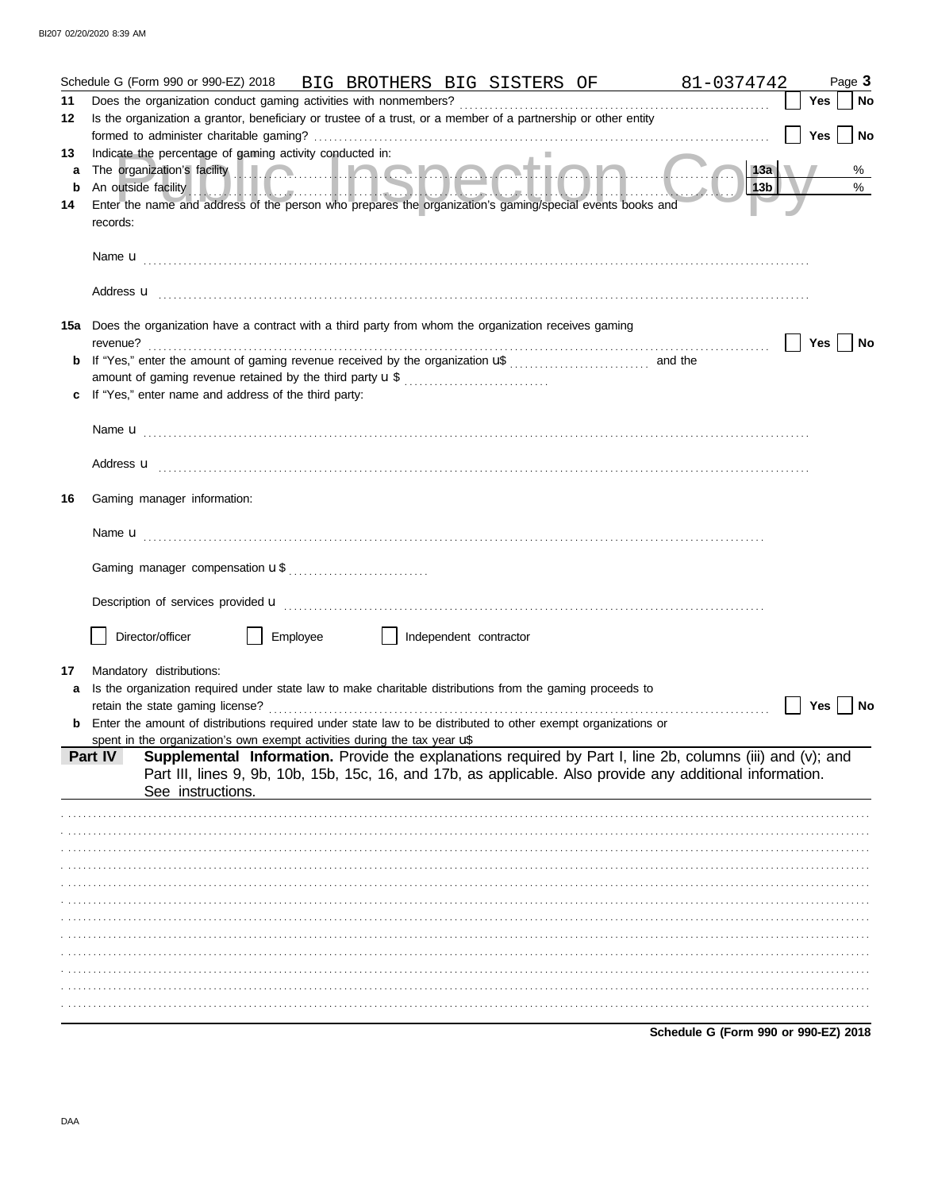Schedule G (Form 990 or 990-EZ) 2018 BIG BROTHERS BIG SISTERS OF 81-0374742 Page **3**

**11** Does the organization conduct gaming activities with nonmembers? ☐ Yes ☐ No

**12** Is the organization a grantor, beneficiary or trustee of a trust, or a member of a partnership or other entity formed to administer charitable gaming? ☐ Yes ☐ No

**13** Indicate the percentage of gaming activity conducted in:

**a** The organization's facility **13a** %

**b** An outside facility **13b** %

**14** Enter the name and address of the person who prepares the organization's gaming/special events books and records:

Name u

Address u

**15a** Does the organization have a contract with a third party from whom the organization receives gaming revenue? ☐ Yes ☐ No

**b** If "Yes," enter the amount of gaming revenue received by the organization u$ and the amount of gaming revenue retained by the third party u $

**c** If "Yes," enter name and address of the third party:

Name u

Address u

**16** Gaming manager information:

Name u

Gaming manager compensation u $

Description of services provided u

☐ Director/officer ☐ Employee ☐ Independent contractor

**17** Mandatory distributions:

**a** Is the organization required under state law to make charitable distributions from the gaming proceeds to retain the state gaming license? ☐ Yes ☐ No

**b** Enter the amount of distributions required under state law to be distributed to other exempt organizations or spent in the organization's own exempt activities during the tax year u$

**Part IV** **Supplemental Information.** Provide the explanations required by Part I, line 2b, columns (iii) and (v); and Part III, lines 9, 9b, 10b, 15b, 15c, 16, and 17b, as applicable. Also provide any additional information. See instructions.

**Schedule G (Form 990 or 990-EZ) 2018**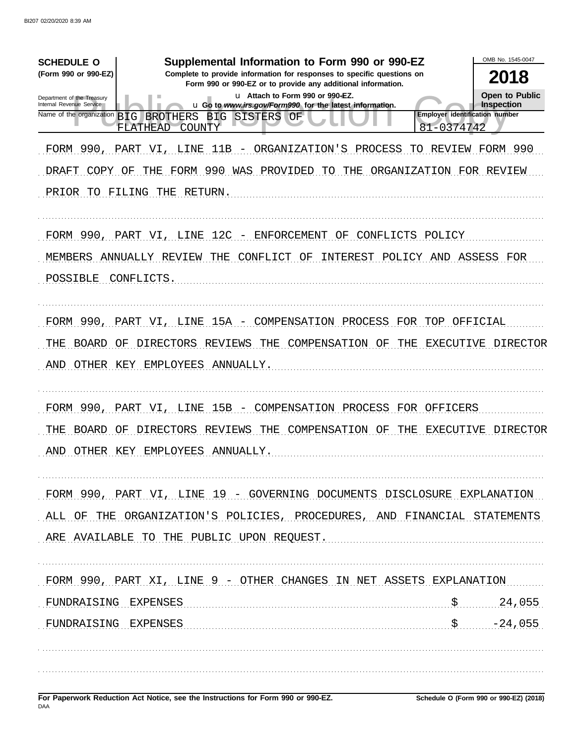**SCHEDULE O** (Form 990 or 990-EZ)

Department of the Treasury
Internal Revenue Service

# Supplemental Information to Form 990 or 990-EZ

**Complete to provide information for responses to specific questions on Form 990 or 990-EZ or to provide any additional information.**

u Attach to Form 990 or 990-EZ.

u Go to *www.irs.gov/Form990* for the latest information.

OMB No. 1545-0047

**2018**

**Open to Public Inspection**

Name of the organization: BIG BROTHERS BIG SISTERS OF FLATHEAD COUNTY

Employer identification number: 81-0374742

FORM 990, PART VI, LINE 11B - ORGANIZATION'S PROCESS TO REVIEW FORM 990

DRAFT COPY OF THE FORM 990 WAS PROVIDED TO THE ORGANIZATION FOR REVIEW PRIOR TO FILING THE RETURN.

FORM 990, PART VI, LINE 12C - ENFORCEMENT OF CONFLICTS POLICY

MEMBERS ANNUALLY REVIEW THE CONFLICT OF INTEREST POLICY AND ASSESS FOR POSSIBLE CONFLICTS.

FORM 990, PART VI, LINE 15A - COMPENSATION PROCESS FOR TOP OFFICIAL

THE BOARD OF DIRECTORS REVIEWS THE COMPENSATION OF THE EXECUTIVE DIRECTOR AND OTHER KEY EMPLOYEES ANNUALLY.

FORM 990, PART VI, LINE 15B - COMPENSATION PROCESS FOR OFFICERS

THE BOARD OF DIRECTORS REVIEWS THE COMPENSATION OF THE EXECUTIVE DIRECTOR AND OTHER KEY EMPLOYEES ANNUALLY.

FORM 990, PART VI, LINE 19 - GOVERNING DOCUMENTS DISCLOSURE EXPLANATION

ALL OF THE ORGANIZATION'S POLICIES, PROCEDURES, AND FINANCIAL STATEMENTS ARE AVAILABLE TO THE PUBLIC UPON REQUEST.

FORM 990, PART XI, LINE 9 - OTHER CHANGES IN NET ASSETS EXPLANATION

| | |
|---|---|
| FUNDRAISING EXPENSES | $ 24,055 |
| FUNDRAISING EXPENSES | $ -24,055 |

For Paperwork Reduction Act Notice, see the Instructions for Form 990 or 990-EZ.

Schedule O (Form 990 or 990-EZ) (2018)